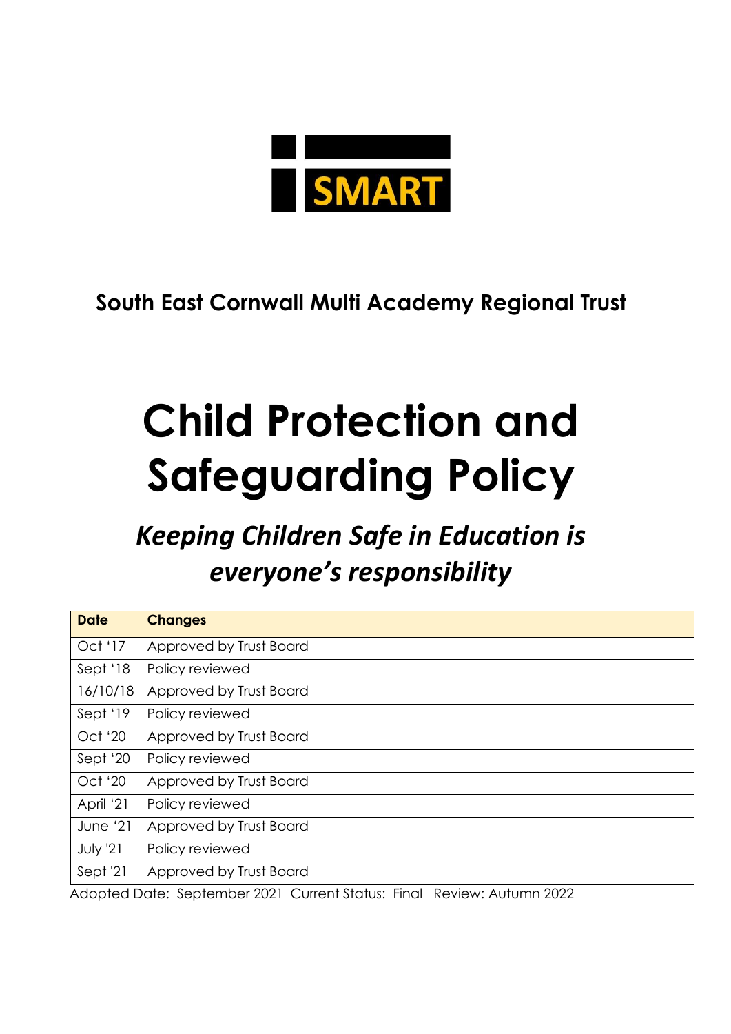SMART

**South East Cornwall Multi Academy Regional Trust**

# Child Protection and Safeguarding Policy

## *Keeping Children Safe in Education is everyone's responsibility*

| Date | Changes |
|---|---|
| Oct '17 | Approved by Trust Board |
| Sept '18 | Policy reviewed |
| 16/10/18 | Approved by Trust Board |
| Sept '19 | Policy reviewed |
| Oct '20 | Approved by Trust Board |
| Sept '20 | Policy reviewed |
| Oct '20 | Approved by Trust Board |
| April '21 | Policy reviewed |
| June '21 | Approved by Trust Board |
| July '21 | Policy reviewed |
| Sept '21 | Approved by Trust Board |

Adopted Date: September 2021 Current Status: Final Review: Autumn 2022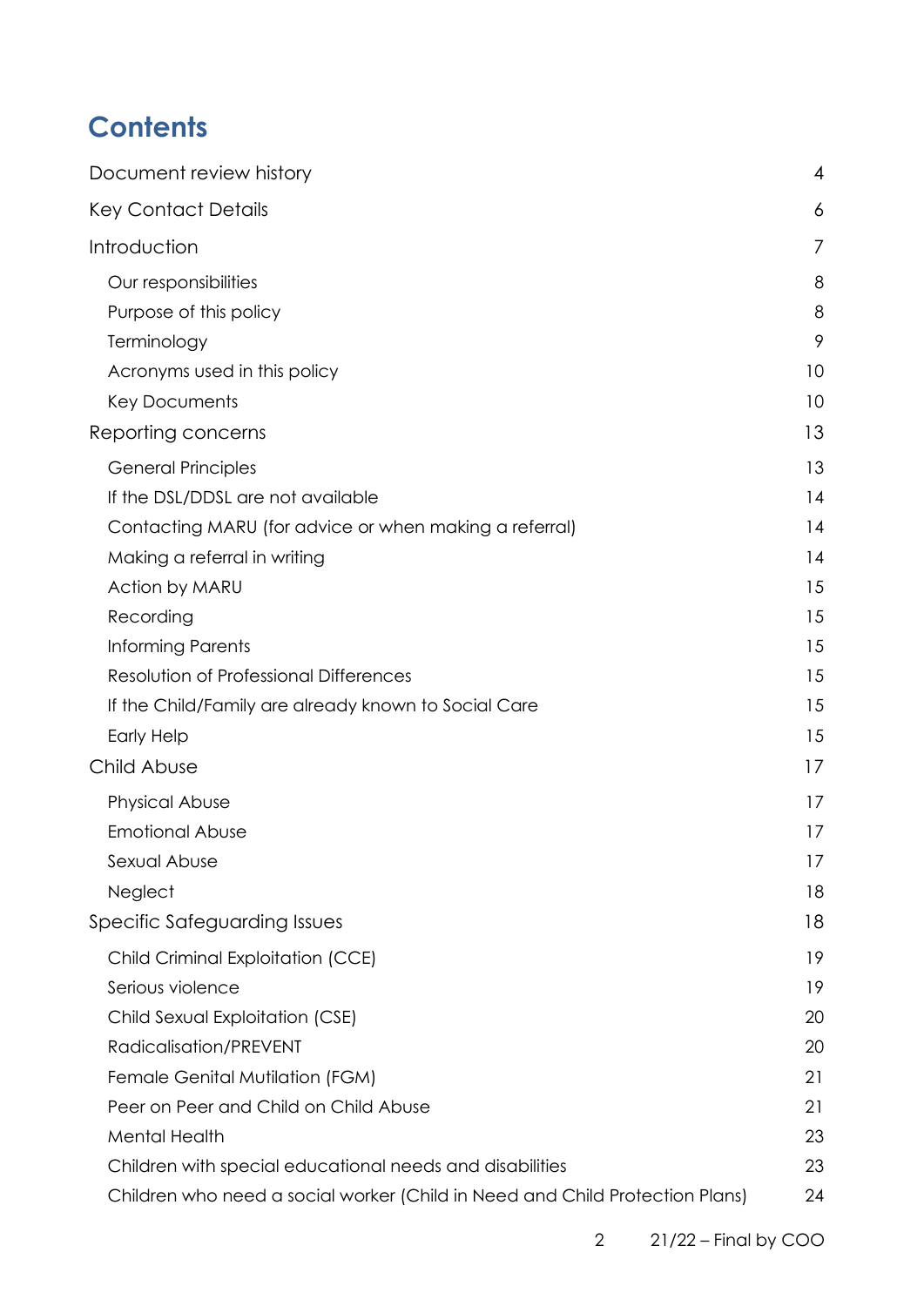# Contents

Document review history 4

Key Contact Details 6

Introduction 7

- Our responsibilities 8
- Purpose of this policy 8
- Terminology 9
- Acronyms used in this policy 10
- Key Documents 10

Reporting concerns 13

- General Principles 13
- If the DSL/DDSL are not available 14
- Contacting MARU (for advice or when making a referral) 14
- Making a referral in writing 14
- Action by MARU 15
- Recording 15
- Informing Parents 15
- Resolution of Professional Differences 15
- If the Child/Family are already known to Social Care 15
- Early Help 15

Child Abuse 17

- Physical Abuse 17
- Emotional Abuse 17
- Sexual Abuse 17
- Neglect 18

Specific Safeguarding Issues 18

- Child Criminal Exploitation (CCE) 19
- Serious violence 19
- Child Sexual Exploitation (CSE) 20
- Radicalisation/PREVENT 20
- Female Genital Mutilation (FGM) 21
- Peer on Peer and Child on Child Abuse 21
- Mental Health 23
- Children with special educational needs and disabilities 23
- Children who need a social worker (Child in Need and Child Protection Plans) 24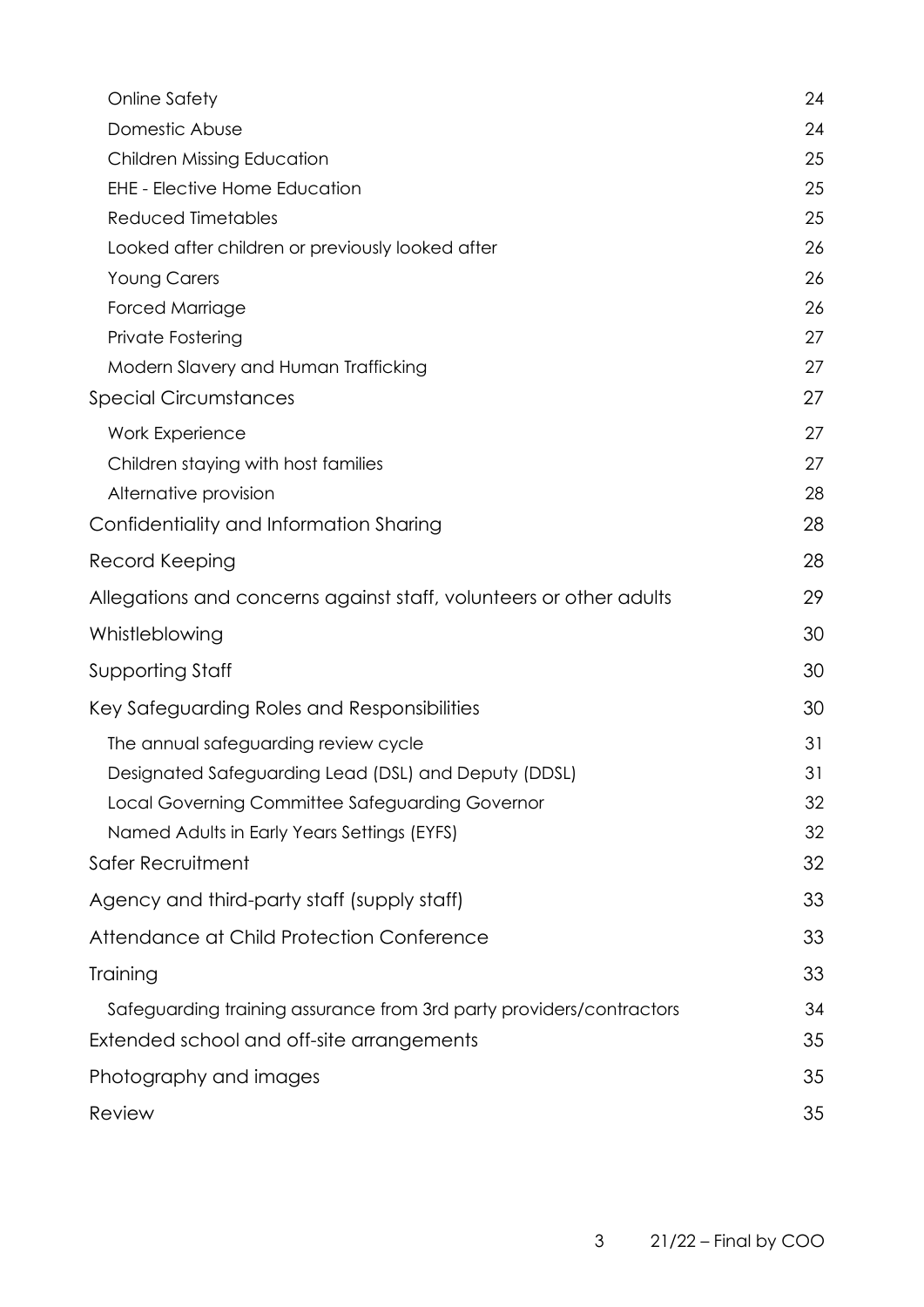| | |
|---|---|
| Online Safety | 24 |
| Domestic Abuse | 24 |
| Children Missing Education | 25 |
| EHE - Elective Home Education | 25 |
| Reduced Timetables | 25 |
| Looked after children or previously looked after | 26 |
| Young Carers | 26 |
| Forced Marriage | 26 |
| Private Fostering | 27 |
| Modern Slavery and Human Trafficking | 27 |
| Special Circumstances | 27 |
| Work Experience | 27 |
| Children staying with host families | 27 |
| Alternative provision | 28 |
| Confidentiality and Information Sharing | 28 |
| Record Keeping | 28 |
| Allegations and concerns against staff, volunteers or other adults | 29 |
| Whistleblowing | 30 |
| Supporting Staff | 30 |
| Key Safeguarding Roles and Responsibilities | 30 |
| The annual safeguarding review cycle | 31 |
| Designated Safeguarding Lead (DSL) and Deputy (DDSL) | 31 |
| Local Governing Committee Safeguarding Governor | 32 |
| Named Adults in Early Years Settings (EYFS) | 32 |
| Safer Recruitment | 32 |
| Agency and third-party staff (supply staff) | 33 |
| Attendance at Child Protection Conference | 33 |
| Training | 33 |
| Safeguarding training assurance from 3rd party providers/contractors | 34 |
| Extended school and off-site arrangements | 35 |
| Photography and images | 35 |
| Review | 35 |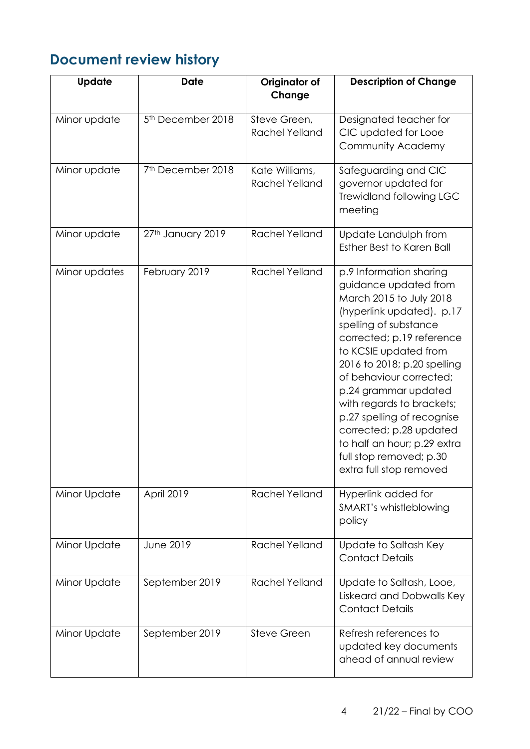## Document review history

| Update | Date | Originator of Change | Description of Change |
|---|---|---|---|
| Minor update | 5th December 2018 | Steve Green, Rachel Yelland | Designated teacher for CIC updated for Looe Community Academy |
| Minor update | 7th December 2018 | Kate Williams, Rachel Yelland | Safeguarding and CIC governor updated for Trewidland following LGC meeting |
| Minor update | 27th January 2019 | Rachel Yelland | Update Landulph from Esther Best to Karen Ball |
| Minor updates | February 2019 | Rachel Yelland | p.9 Information sharing guidance updated from March 2015 to July 2018 (hyperlink updated). p.17 spelling of substance corrected; p.19 reference to KCSIE updated from 2016 to 2018; p.20 spelling of behaviour corrected; p.24 grammar updated with regards to brackets; p.27 spelling of recognise corrected; p.28 updated to half an hour; p.29 extra full stop removed; p.30 extra full stop removed |
| Minor Update | April 2019 | Rachel Yelland | Hyperlink added for SMART's whistleblowing policy |
| Minor Update | June 2019 | Rachel Yelland | Update to Saltash Key Contact Details |
| Minor Update | September 2019 | Rachel Yelland | Update to Saltash, Looe, Liskeard and Dobwalls Key Contact Details |
| Minor Update | September 2019 | Steve Green | Refresh references to updated key documents ahead of annual review |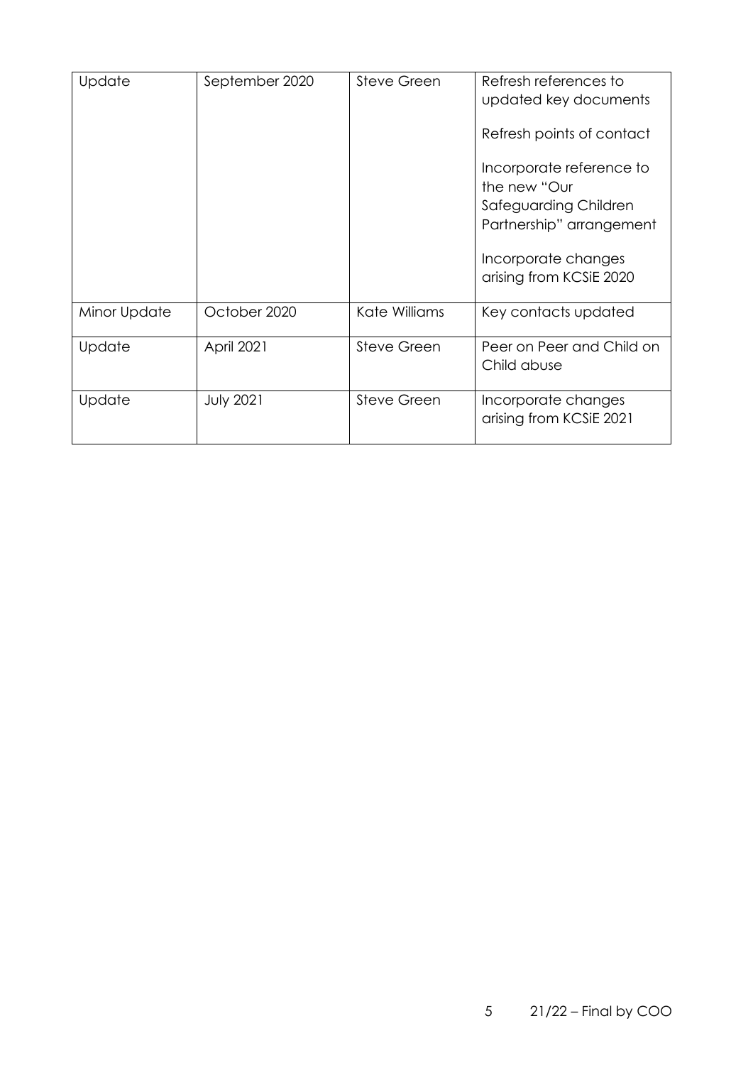| Update | September 2020 | Steve Green | Refresh references to updated key documents<br><br>Refresh points of contact<br><br>Incorporate reference to the new "Our Safeguarding Children Partnership" arrangement<br><br>Incorporate changes arising from KCSiE 2020 |
|---|---|---|---|
| Minor Update | October 2020 | Kate Williams | Key contacts updated |
| Update | April 2021 | Steve Green | Peer on Peer and Child on Child abuse |
| Update | July 2021 | Steve Green | Incorporate changes arising from KCSiE 2021 |

21/22 – Final by COO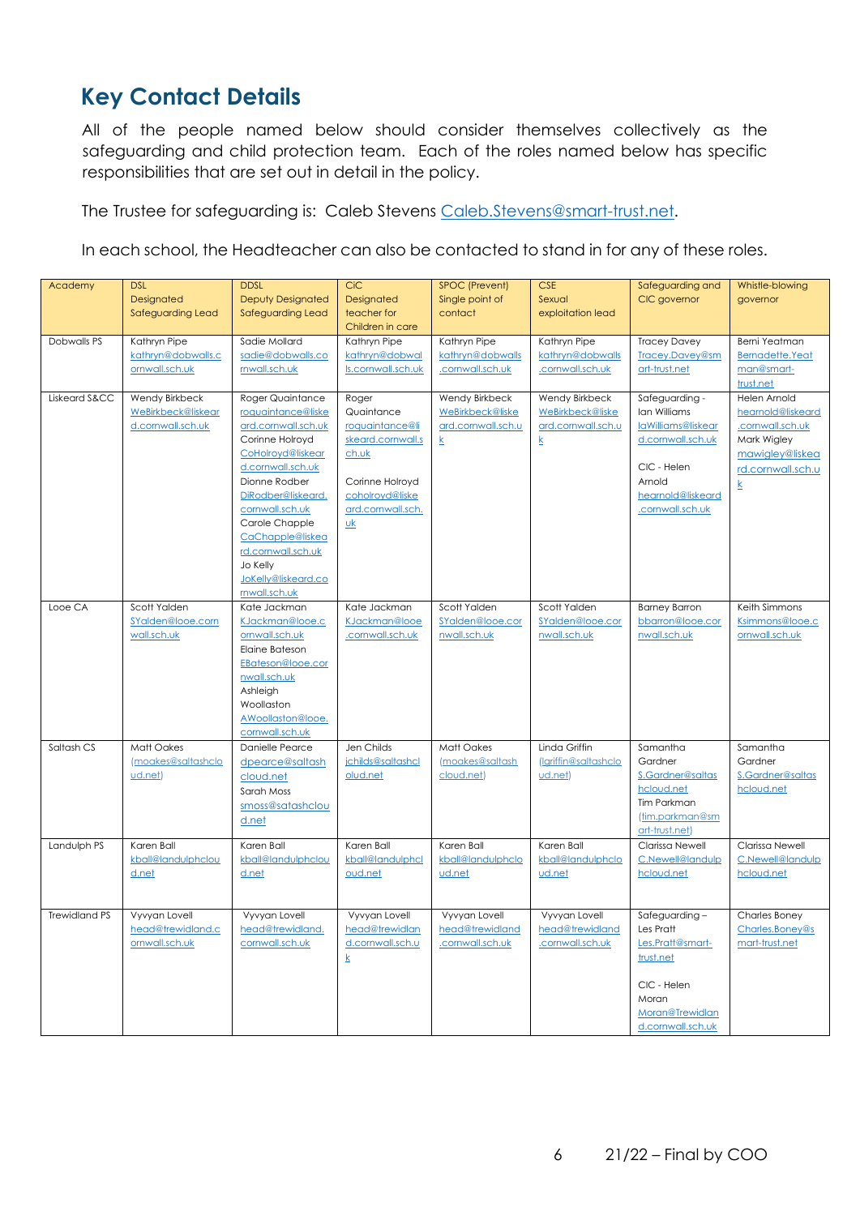## Key Contact Details

All of the people named below should consider themselves collectively as the safeguarding and child protection team. Each of the roles named below has specific responsibilities that are set out in detail in the policy.

The Trustee for safeguarding is: Caleb Stevens Caleb.Stevens@smart-trust.net.

In each school, the Headteacher can also be contacted to stand in for any of these roles.

| Academy | DSL Designated Safeguarding Lead | DDSL Deputy Designated Safeguarding Lead | CiC Designated teacher for Children in care | SPOC (Prevent) Single point of contact | CSE Sexual exploitation lead | Safeguarding and CIC governor | Whistle-blowing governor |
|---|---|---|---|---|---|---|---|
| Dobwalls PS | Kathryn Pipe kathryn@dobwalls.cornwall.sch.uk | Sadie Mollard sadie@dobwalls.cornwall.sch.uk | Kathryn Pipe kathryn@dobwalls.cornwall.sch.uk | Kathryn Pipe kathryn@dobwalls.cornwall.sch.uk | Kathryn Pipe kathryn@dobwalls.cornwall.sch.uk | Tracey Davey Tracey.Davey@smart-trust.net | Berni Yeatman Bernadette.Yeatman@smart-trust.net |
| Liskeard S&CC | Wendy Birkbeck WeBirkbeck@liskeard.cornwall.sch.uk | Roger Quaintance roquaintance@liskeard.cornwall.sch.uk Corinne Holroyd CoHolroyd@liskeard.cornwall.sch.uk Dionne Rodber DiRodber@liskeard.cornwall.sch.uk Carole Chapple CaChapple@liskeard.cornwall.sch.uk Jo Kelly JoKelly@liskeard.cornwall.sch.uk | Roger Quaintance roquaintance@liskeard.cornwall.sch.uk Corinne Holroyd coholroyd@liskeard.cornwall.sch.uk | Wendy Birkbeck WeBirkbeck@liskeard.cornwall.sch.uk | Wendy Birkbeck WeBirkbeck@liskeard.cornwall.sch.uk | Safeguarding - Ian Williams IaWilliams@liskeard.cornwall.sch.uk CIC - Helen Arnold hearnold@liskeard.cornwall.sch.uk | Helen Arnold hearnold@liskeard.cornwall.sch.uk Mark Wigley mawigley@liskeard.cornwall.sch.uk |
| Looe CA | Scott Yalden SYalden@looe.cornwall.sch.uk | Kate Jackman KJackman@looe.cornwall.sch.uk Elaine Bateson EBateson@looe.cornwall.sch.uk Ashleigh Woolloston AWoollaston@looe.cornwall.sch.uk | Kate Jackman KJackman@looe.cornwall.sch.uk | Scott Yalden SYalden@looe.cornwall.sch.uk | Scott Yalden SYalden@looe.cornwall.sch.uk | Barney Barron bbarron@looe.cornwall.sch.uk | Keith Simmons Ksimmons@looe.cornwall.sch.uk |
| Saltash CS | Matt Oakes (moakes@saltashcloud.net) | Danielle Pearce dpearce@saltashcloud.net Sarah Moss smoss@satashcloud.net | Jen Childs jchilds@saltashcloud.net | Matt Oakes (moakes@saltashcloud.net) | Linda Griffin (lgriffin@saltashcloud.net) | Samantha Gardner S.Gardner@saltashcloud.net Tim Parkman (tim.parkman@smart-trust.net) | Samantha Gardner S.Gardner@saltashcloud.net |
| Landulph PS | Karen Ball kball@landulphcloud.net | Karen Ball kball@landulphcloud.net | Karen Ball kball@landulphcloud.net | Karen Ball kball@landulphcloud.net | Karen Ball kball@landulphcloud.net | Clarissa Newell C.Newell@landulphcloud.net | Clarissa Newell C.Newell@landulphcloud.net |
| Trewidland PS | Vyvyan Lovell head@trewidland.cornwall.sch.uk | Vyvyan Lovell head@trewidland.cornwall.sch.uk | Vyvyan Lovell head@trewidland.cornwall.sch.uk | Vyvyan Lovell head@trewidland.cornwall.sch.uk | Vyvyan Lovell head@trewidland.cornwall.sch.uk | Safeguarding – Les Pratt Les.Pratt@smart-trust.net CIC - Helen Moran Moran@Trewidland.cornwall.sch.uk | Charles Boney Charles.Boney@smart-trust.net |

21/22 – Final by COO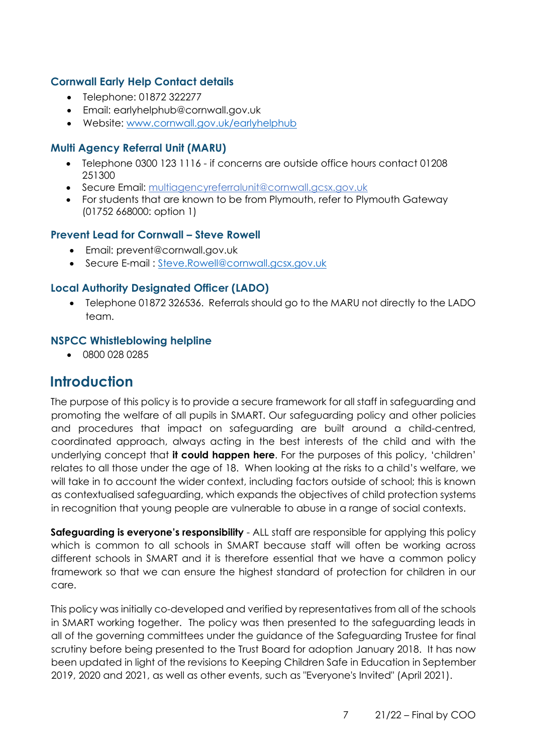### Cornwall Early Help Contact details

- Telephone: 01872 322277
- Email: earlyhelphub@cornwall.gov.uk
- Website: [www.cornwall.gov.uk/earlyhelphub](www.cornwall.gov.uk/earlyhelphub)

### Multi Agency Referral Unit (MARU)

- Telephone 0300 123 1116 - if concerns are outside office hours contact 01208 251300
- Secure Email: [multiagencyreferralunit@cornwall.gcsx.gov.uk](mailto:multiagencyreferralunit@cornwall.gcsx.gov.uk)
- For students that are known to be from Plymouth, refer to Plymouth Gateway (01752 668000: option 1)

### Prevent Lead for Cornwall – Steve Rowell

- Email: prevent@cornwall.gov.uk
- Secure E-mail : [Steve.Rowell@cornwall.gcsx.gov.uk](mailto:Steve.Rowell@cornwall.gcsx.gov.uk)

### Local Authority Designated Officer (LADO)

- Telephone 01872 326536. Referrals should go to the MARU not directly to the LADO team.

### NSPCC Whistleblowing helpline

- 0800 028 0285

## Introduction

The purpose of this policy is to provide a secure framework for all staff in safeguarding and promoting the welfare of all pupils in SMART. Our safeguarding policy and other policies and procedures that impact on safeguarding are built around a child-centred, coordinated approach, always acting in the best interests of the child and with the underlying concept that **it could happen here**. For the purposes of this policy, 'children' relates to all those under the age of 18. When looking at the risks to a child's welfare, we will take in to account the wider context, including factors outside of school; this is known as contextualised safeguarding, which expands the objectives of child protection systems in recognition that young people are vulnerable to abuse in a range of social contexts.

**Safeguarding is everyone's responsibility** - ALL staff are responsible for applying this policy which is common to all schools in SMART because staff will often be working across different schools in SMART and it is therefore essential that we have a common policy framework so that we can ensure the highest standard of protection for children in our care.

This policy was initially co-developed and verified by representatives from all of the schools in SMART working together. The policy was then presented to the safeguarding leads in all of the governing committees under the guidance of the Safeguarding Trustee for final scrutiny before being presented to the Trust Board for adoption January 2018. It has now been updated in light of the revisions to Keeping Children Safe in Education in September 2019, 2020 and 2021, as well as other events, such as "Everyone's Invited" (April 2021).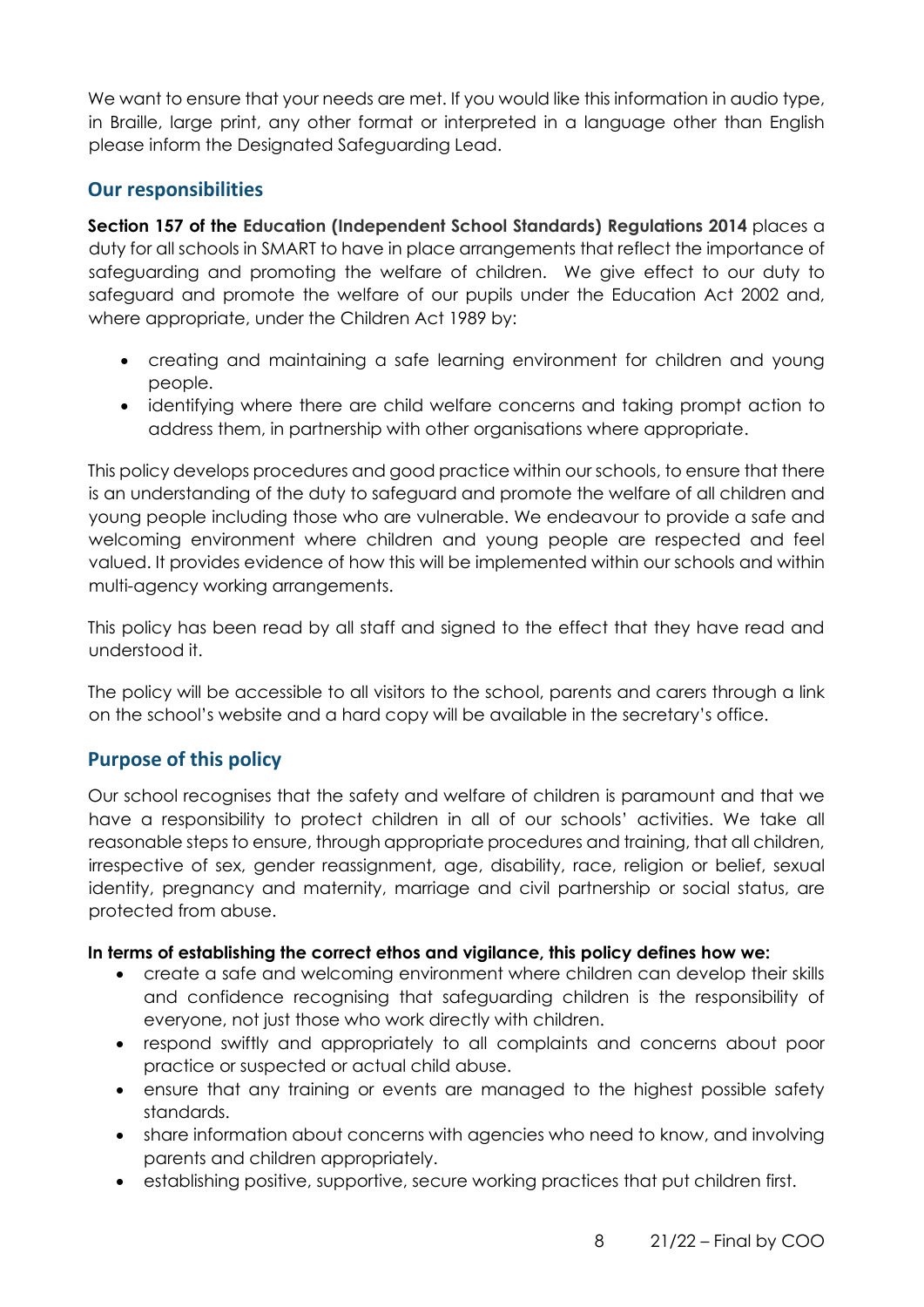We want to ensure that your needs are met. If you would like this information in audio type, in Braille, large print, any other format or interpreted in a language other than English please inform the Designated Safeguarding Lead.

## Our responsibilities

**Section 157 of the Education (Independent School Standards) Regulations 2014** places a duty for all schools in SMART to have in place arrangements that reflect the importance of safeguarding and promoting the welfare of children. We give effect to our duty to safeguard and promote the welfare of our pupils under the Education Act 2002 and, where appropriate, under the Children Act 1989 by:

- creating and maintaining a safe learning environment for children and young people.
- identifying where there are child welfare concerns and taking prompt action to address them, in partnership with other organisations where appropriate.

This policy develops procedures and good practice within our schools, to ensure that there is an understanding of the duty to safeguard and promote the welfare of all children and young people including those who are vulnerable. We endeavour to provide a safe and welcoming environment where children and young people are respected and feel valued. It provides evidence of how this will be implemented within our schools and within multi-agency working arrangements.

This policy has been read by all staff and signed to the effect that they have read and understood it.

The policy will be accessible to all visitors to the school, parents and carers through a link on the school's website and a hard copy will be available in the secretary's office.

## Purpose of this policy

Our school recognises that the safety and welfare of children is paramount and that we have a responsibility to protect children in all of our schools' activities. We take all reasonable steps to ensure, through appropriate procedures and training, that all children, irrespective of sex, gender reassignment, age, disability, race, religion or belief, sexual identity, pregnancy and maternity, marriage and civil partnership or social status, are protected from abuse.

**In terms of establishing the correct ethos and vigilance, this policy defines how we:**

- create a safe and welcoming environment where children can develop their skills and confidence recognising that safeguarding children is the responsibility of everyone, not just those who work directly with children.
- respond swiftly and appropriately to all complaints and concerns about poor practice or suspected or actual child abuse.
- ensure that any training or events are managed to the highest possible safety standards.
- share information about concerns with agencies who need to know, and involving parents and children appropriately.
- establishing positive, supportive, secure working practices that put children first.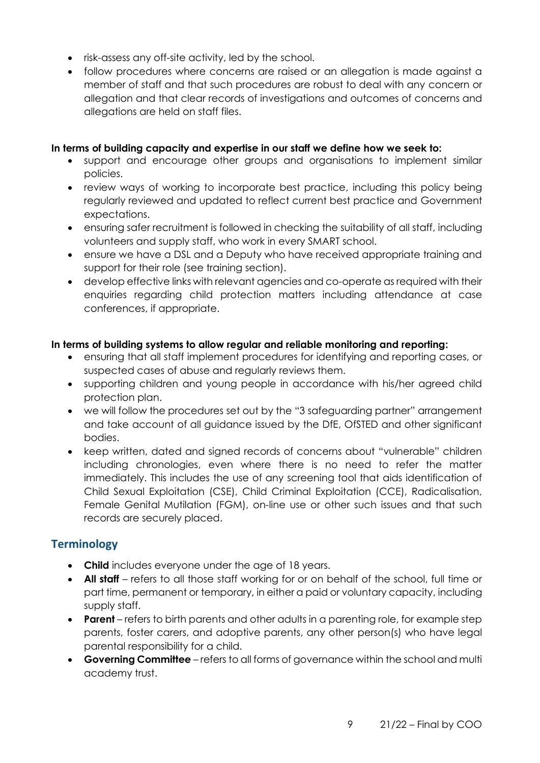- risk-assess any off-site activity, led by the school.
- follow procedures where concerns are raised or an allegation is made against a member of staff and that such procedures are robust to deal with any concern or allegation and that clear records of investigations and outcomes of concerns and allegations are held on staff files.

**In terms of building capacity and expertise in our staff we define how we seek to:**

- support and encourage other groups and organisations to implement similar policies.
- review ways of working to incorporate best practice, including this policy being regularly reviewed and updated to reflect current best practice and Government expectations.
- ensuring safer recruitment is followed in checking the suitability of all staff, including volunteers and supply staff, who work in every SMART school.
- ensure we have a DSL and a Deputy who have received appropriate training and support for their role (see training section).
- develop effective links with relevant agencies and co-operate as required with their enquiries regarding child protection matters including attendance at case conferences, if appropriate.

**In terms of building systems to allow regular and reliable monitoring and reporting:**

- ensuring that all staff implement procedures for identifying and reporting cases, or suspected cases of abuse and regularly reviews them.
- supporting children and young people in accordance with his/her agreed child protection plan.
- we will follow the procedures set out by the "3 safeguarding partner" arrangement and take account of all guidance issued by the DfE, OfSTED and other significant bodies.
- keep written, dated and signed records of concerns about "vulnerable" children including chronologies, even where there is no need to refer the matter immediately. This includes the use of any screening tool that aids identification of Child Sexual Exploitation (CSE), Child Criminal Exploitation (CCE), Radicalisation, Female Genital Mutilation (FGM), on-line use or other such issues and that such records are securely placed.

## Terminology

- **Child** includes everyone under the age of 18 years.
- **All staff** – refers to all those staff working for or on behalf of the school, full time or part time, permanent or temporary, in either a paid or voluntary capacity, including supply staff.
- **Parent** – refers to birth parents and other adults in a parenting role, for example step parents, foster carers, and adoptive parents, any other person(s) who have legal parental responsibility for a child.
- **Governing Committee** – refers to all forms of governance within the school and multi academy trust.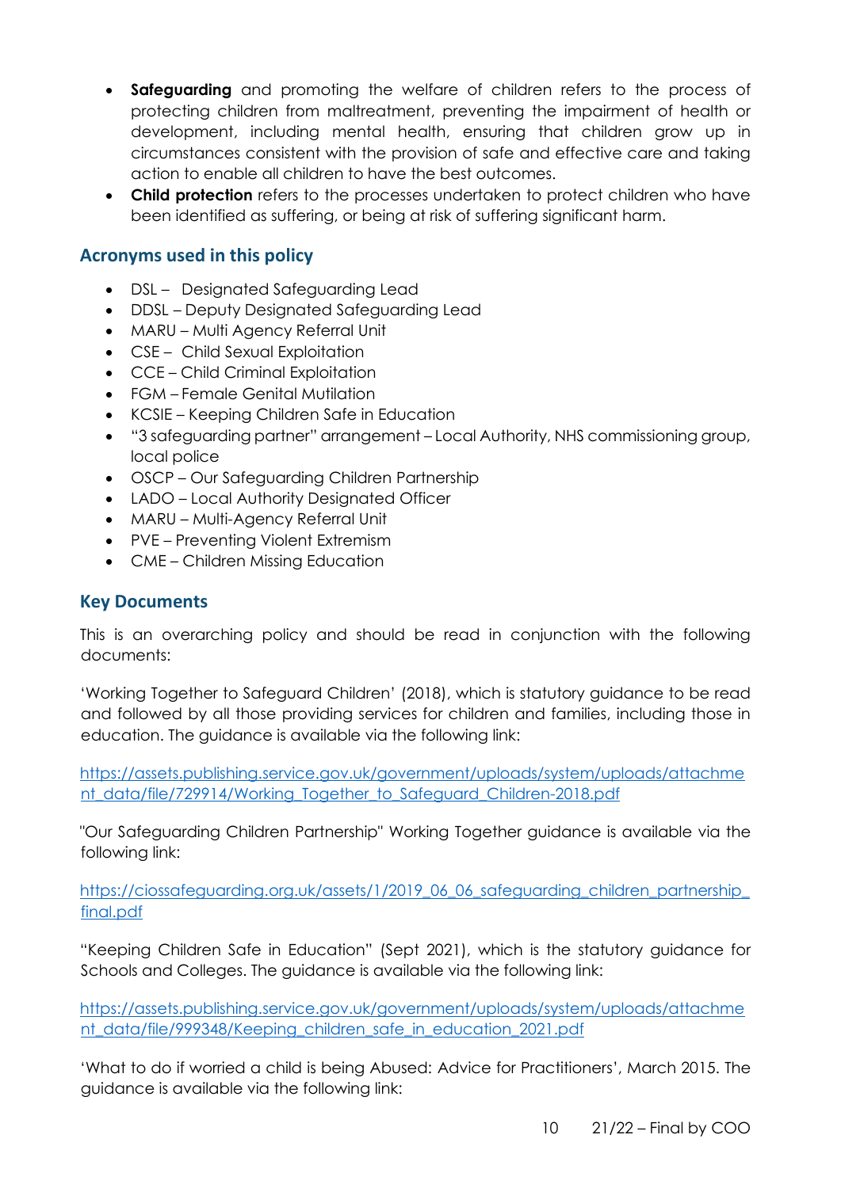- **Safeguarding** and promoting the welfare of children refers to the process of protecting children from maltreatment, preventing the impairment of health or development, including mental health, ensuring that children grow up in circumstances consistent with the provision of safe and effective care and taking action to enable all children to have the best outcomes.
- **Child protection** refers to the processes undertaken to protect children who have been identified as suffering, or being at risk of suffering significant harm.

## Acronyms used in this policy

- DSL – Designated Safeguarding Lead
- DDSL – Deputy Designated Safeguarding Lead
- MARU – Multi Agency Referral Unit
- CSE – Child Sexual Exploitation
- CCE – Child Criminal Exploitation
- FGM – Female Genital Mutilation
- KCSIE – Keeping Children Safe in Education
- "3 safeguarding partner" arrangement – Local Authority, NHS commissioning group, local police
- OSCP – Our Safeguarding Children Partnership
- LADO – Local Authority Designated Officer
- MARU – Multi-Agency Referral Unit
- PVE – Preventing Violent Extremism
- CME – Children Missing Education

## Key Documents

This is an overarching policy and should be read in conjunction with the following documents:

'Working Together to Safeguard Children' (2018), which is statutory guidance to be read and followed by all those providing services for children and families, including those in education. The guidance is available via the following link:

https://assets.publishing.service.gov.uk/government/uploads/system/uploads/attachment_data/file/729914/Working_Together_to_Safeguard_Children-2018.pdf

"Our Safeguarding Children Partnership" Working Together guidance is available via the following link:

https://ciossafeguarding.org.uk/assets/1/2019_06_06_safeguarding_children_partnership_final.pdf

"Keeping Children Safe in Education" (Sept 2021), which is the statutory guidance for Schools and Colleges. The guidance is available via the following link:

https://assets.publishing.service.gov.uk/government/uploads/system/uploads/attachment_data/file/999348/Keeping_children_safe_in_education_2021.pdf

'What to do if worried a child is being Abused: Advice for Practitioners', March 2015. The guidance is available via the following link: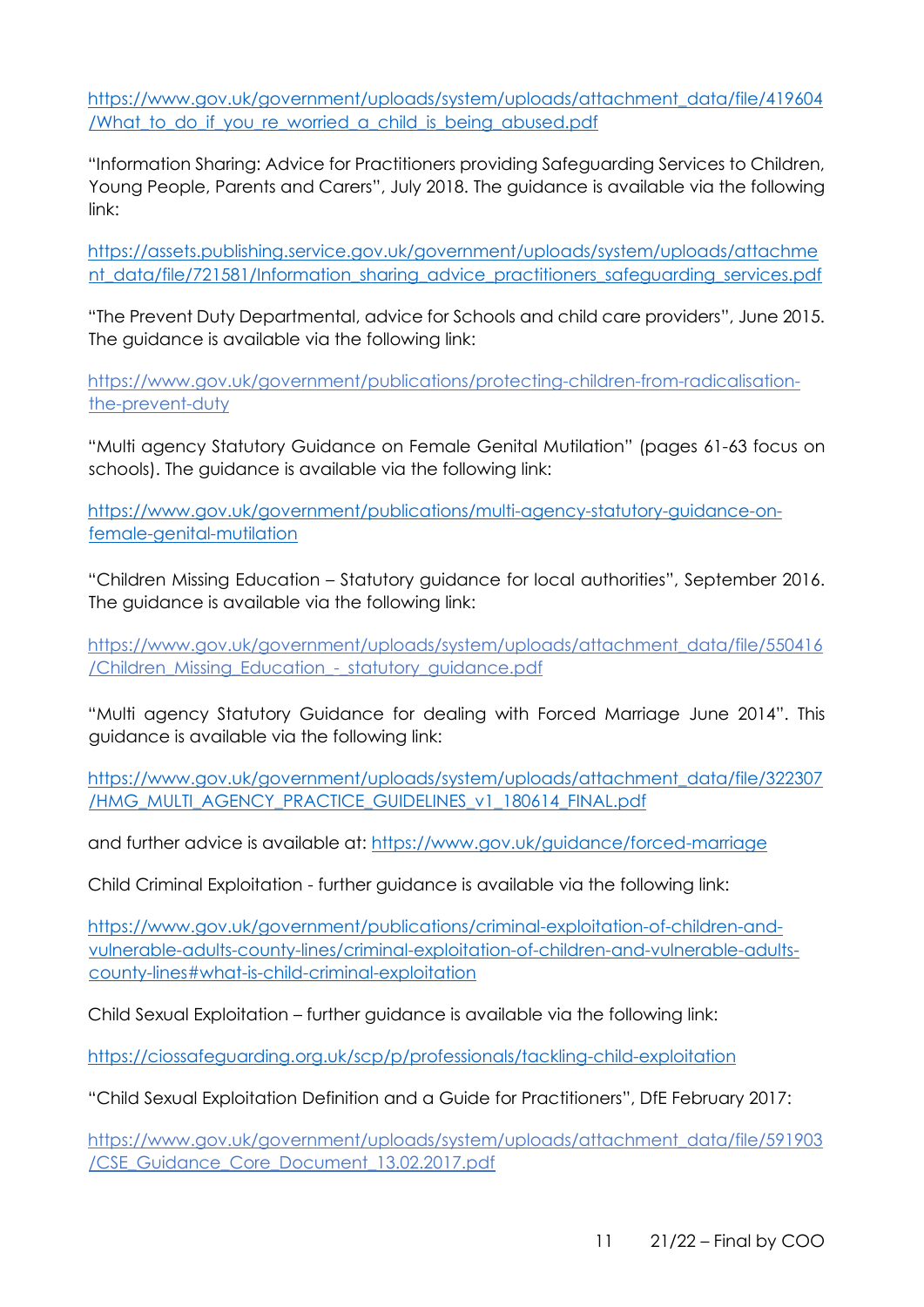https://www.gov.uk/government/uploads/system/uploads/attachment_data/file/419604/What_to_do_if_you_re_worried_a_child_is_being_abused.pdf

"Information Sharing: Advice for Practitioners providing Safeguarding Services to Children, Young People, Parents and Carers", July 2018. The guidance is available via the following link:

https://assets.publishing.service.gov.uk/government/uploads/system/uploads/attachment_data/file/721581/Information_sharing_advice_practitioners_safeguarding_services.pdf

"The Prevent Duty Departmental, advice for Schools and child care providers", June 2015. The guidance is available via the following link:

https://www.gov.uk/government/publications/protecting-children-from-radicalisation-the-prevent-duty

"Multi agency Statutory Guidance on Female Genital Mutilation" (pages 61-63 focus on schools). The guidance is available via the following link:

https://www.gov.uk/government/publications/multi-agency-statutory-guidance-on-female-genital-mutilation

"Children Missing Education – Statutory guidance for local authorities", September 2016. The guidance is available via the following link:

https://www.gov.uk/government/uploads/system/uploads/attachment_data/file/550416/Children_Missing_Education_-_statutory_guidance.pdf

"Multi agency Statutory Guidance for dealing with Forced Marriage June 2014". This guidance is available via the following link:

https://www.gov.uk/government/uploads/system/uploads/attachment_data/file/322307/HMG_MULTI_AGENCY_PRACTICE_GUIDELINES_v1_180614_FINAL.pdf

and further advice is available at: https://www.gov.uk/guidance/forced-marriage

Child Criminal Exploitation - further guidance is available via the following link:

https://www.gov.uk/government/publications/criminal-exploitation-of-children-and-vulnerable-adults-county-lines/criminal-exploitation-of-children-and-vulnerable-adults-county-lines#what-is-child-criminal-exploitation

Child Sexual Exploitation – further guidance is available via the following link:

https://ciossafeguarding.org.uk/scp/p/professionals/tackling-child-exploitation

"Child Sexual Exploitation Definition and a Guide for Practitioners", DfE February 2017:

https://www.gov.uk/government/uploads/system/uploads/attachment_data/file/591903/CSE_Guidance_Core_Document_13.02.2017.pdf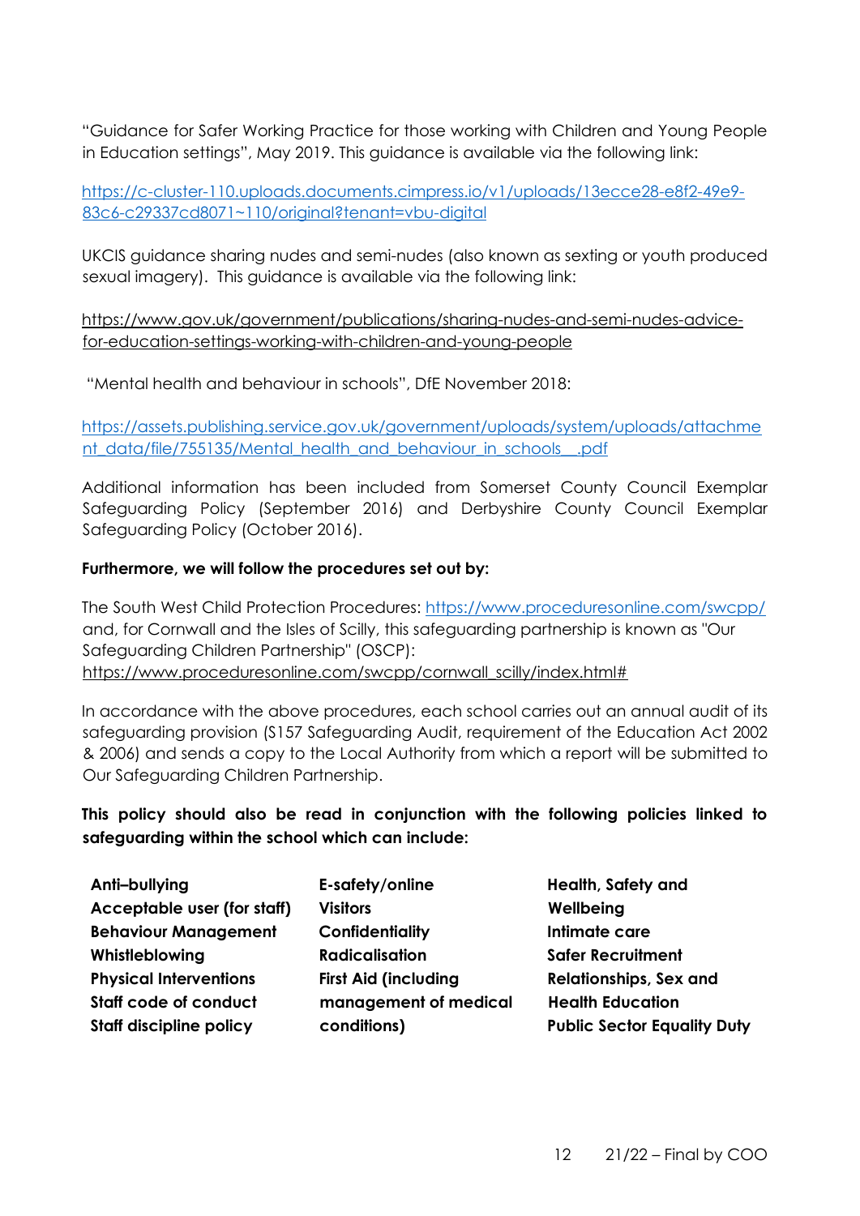"Guidance for Safer Working Practice for those working with Children and Young People in Education settings", May 2019. This guidance is available via the following link:

https://c-cluster-110.uploads.documents.cimpress.io/v1/uploads/13ecce28-e8f2-49e9-83c6-c29337cd8071~110/original?tenant=vbu-digital

UKCIS guidance sharing nudes and semi-nudes (also known as sexting or youth produced sexual imagery). This guidance is available via the following link:

https://www.gov.uk/government/publications/sharing-nudes-and-semi-nudes-advice-for-education-settings-working-with-children-and-young-people

"Mental health and behaviour in schools", DfE November 2018:

https://assets.publishing.service.gov.uk/government/uploads/system/uploads/attachment_data/file/755135/Mental_health_and_behaviour_in_schools__.pdf

Additional information has been included from Somerset County Council Exemplar Safeguarding Policy (September 2016) and Derbyshire County Council Exemplar Safeguarding Policy (October 2016).

**Furthermore, we will follow the procedures set out by:**

The South West Child Protection Procedures: https://www.proceduresonline.com/swcpp/ and, for Cornwall and the Isles of Scilly, this safeguarding partnership is known as "Our Safeguarding Children Partnership" (OSCP): https://www.proceduresonline.com/swcpp/cornwall_scilly/index.html#

In accordance with the above procedures, each school carries out an annual audit of its safeguarding provision (S157 Safeguarding Audit, requirement of the Education Act 2002 & 2006) and sends a copy to the Local Authority from which a report will be submitted to Our Safeguarding Children Partnership.

**This policy should also be read in conjunction with the following policies linked to safeguarding within the school which can include:**

- **Anti–bullying**
- **Acceptable user (for staff)**
- **Behaviour Management**
- **Whistleblowing**
- **Physical Interventions**
- **Staff code of conduct**
- **Staff discipline policy**
- **E-safety/online**
- **Visitors**
- **Confidentiality**
- **Radicalisation**
- **First Aid (including management of medical conditions)**
- **Health, Safety and Wellbeing**
- **Intimate care**
- **Safer Recruitment**
- **Relationships, Sex and Health Education**
- **Public Sector Equality Duty**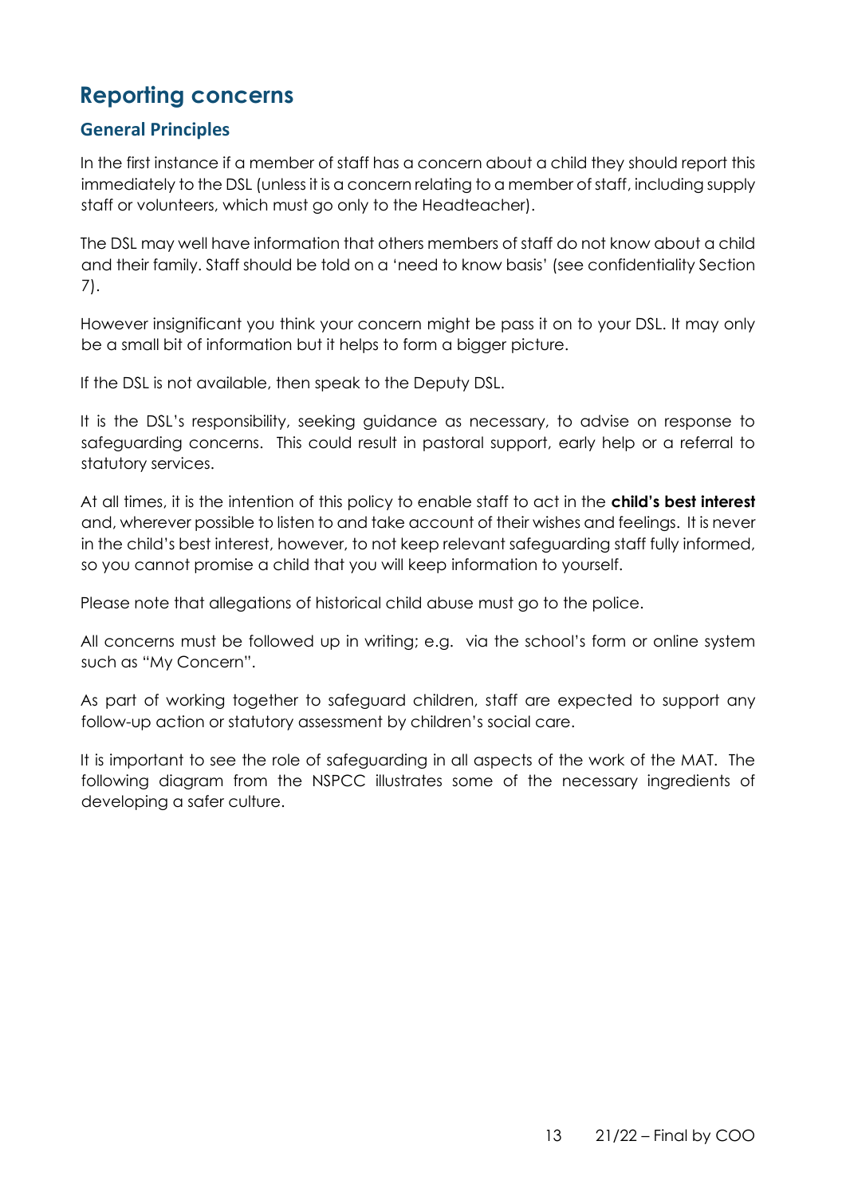## Reporting concerns

### General Principles

In the first instance if a member of staff has a concern about a child they should report this immediately to the DSL (unless it is a concern relating to a member of staff, including supply staff or volunteers, which must go only to the Headteacher).

The DSL may well have information that others members of staff do not know about a child and their family. Staff should be told on a 'need to know basis' (see confidentiality Section 7).

However insignificant you think your concern might be pass it on to your DSL. It may only be a small bit of information but it helps to form a bigger picture.

If the DSL is not available, then speak to the Deputy DSL.

It is the DSL's responsibility, seeking guidance as necessary, to advise on response to safeguarding concerns. This could result in pastoral support, early help or a referral to statutory services.

At all times, it is the intention of this policy to enable staff to act in the **child's best interest** and, wherever possible to listen to and take account of their wishes and feelings. It is never in the child's best interest, however, to not keep relevant safeguarding staff fully informed, so you cannot promise a child that you will keep information to yourself.

Please note that allegations of historical child abuse must go to the police.

All concerns must be followed up in writing; e.g. via the school's form or online system such as "My Concern".

As part of working together to safeguard children, staff are expected to support any follow-up action or statutory assessment by children's social care.

It is important to see the role of safeguarding in all aspects of the work of the MAT. The following diagram from the NSPCC illustrates some of the necessary ingredients of developing a safer culture.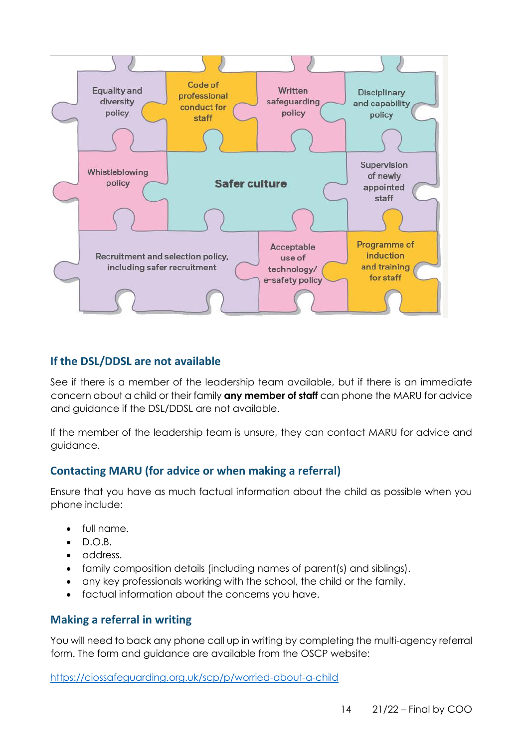Equality and diversity policy

Code of professional conduct for staff

Written safeguarding policy

Disciplinary and capability policy

Whistleblowing policy

**Safer culture**

Supervision of newly appointed staff

Recruitment and selection policy, including safer recruitment

Acceptable use of technology/ e-safety policy

Programme of induction and training for staff

## If the DSL/DDSL are not available

See if there is a member of the leadership team available, but if there is an immediate concern about a child or their family **any member of staff** can phone the MARU for advice and guidance if the DSL/DDSL are not available.

If the member of the leadership team is unsure, they can contact MARU for advice and guidance.

## Contacting MARU (for advice or when making a referral)

Ensure that you have as much factual information about the child as possible when you phone include:

- full name.
- D.O.B.
- address.
- family composition details (including names of parent(s) and siblings).
- any key professionals working with the school, the child or the family.
- factual information about the concerns you have.

## Making a referral in writing

You will need to back any phone call up in writing by completing the multi-agency referral form. The form and guidance are available from the OSCP website:

https://ciossafeguarding.org.uk/scp/p/worried-about-a-child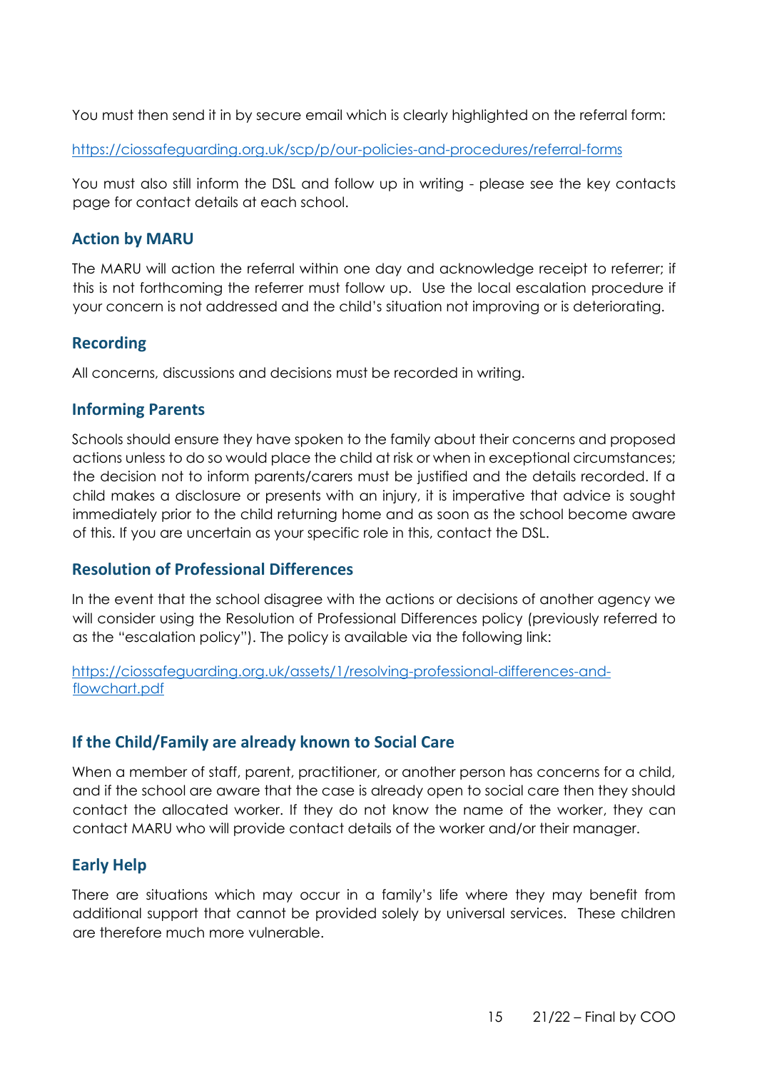You must then send it in by secure email which is clearly highlighted on the referral form:

https://ciossafeguarding.org.uk/scp/p/our-policies-and-procedures/referral-forms

You must also still inform the DSL and follow up in writing - please see the key contacts page for contact details at each school.

### Action by MARU

The MARU will action the referral within one day and acknowledge receipt to referrer; if this is not forthcoming the referrer must follow up. Use the local escalation procedure if your concern is not addressed and the child's situation not improving or is deteriorating.

### Recording

All concerns, discussions and decisions must be recorded in writing.

### Informing Parents

Schools should ensure they have spoken to the family about their concerns and proposed actions unless to do so would place the child at risk or when in exceptional circumstances; the decision not to inform parents/carers must be justified and the details recorded. If a child makes a disclosure or presents with an injury, it is imperative that advice is sought immediately prior to the child returning home and as soon as the school become aware of this. If you are uncertain as your specific role in this, contact the DSL.

### Resolution of Professional Differences

In the event that the school disagree with the actions or decisions of another agency we will consider using the Resolution of Professional Differences policy (previously referred to as the "escalation policy"). The policy is available via the following link:

https://ciossafeguarding.org.uk/assets/1/resolving-professional-differences-and-flowchart.pdf

### If the Child/Family are already known to Social Care

When a member of staff, parent, practitioner, or another person has concerns for a child, and if the school are aware that the case is already open to social care then they should contact the allocated worker. If they do not know the name of the worker, they can contact MARU who will provide contact details of the worker and/or their manager.

### Early Help

There are situations which may occur in a family's life where they may benefit from additional support that cannot be provided solely by universal services. These children are therefore much more vulnerable.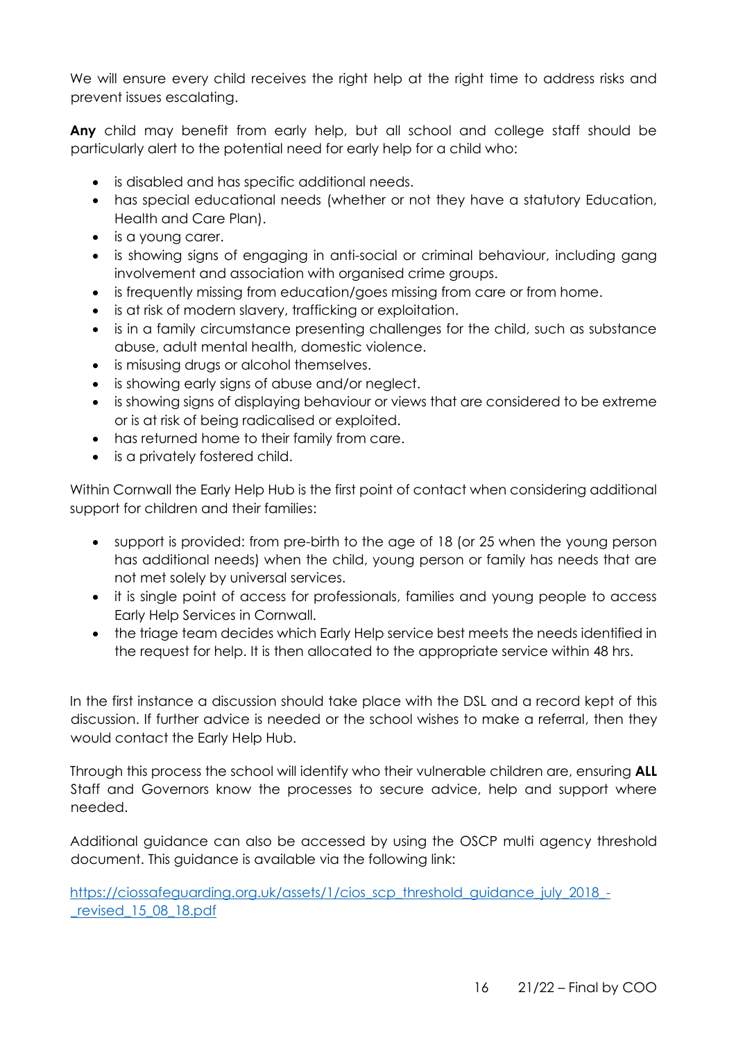We will ensure every child receives the right help at the right time to address risks and prevent issues escalating.

**Any** child may benefit from early help, but all school and college staff should be particularly alert to the potential need for early help for a child who:

- is disabled and has specific additional needs.
- has special educational needs (whether or not they have a statutory Education, Health and Care Plan).
- is a young carer.
- is showing signs of engaging in anti-social or criminal behaviour, including gang involvement and association with organised crime groups.
- is frequently missing from education/goes missing from care or from home.
- is at risk of modern slavery, trafficking or exploitation.
- is in a family circumstance presenting challenges for the child, such as substance abuse, adult mental health, domestic violence.
- is misusing drugs or alcohol themselves.
- is showing early signs of abuse and/or neglect.
- is showing signs of displaying behaviour or views that are considered to be extreme or is at risk of being radicalised or exploited.
- has returned home to their family from care.
- is a privately fostered child.

Within Cornwall the Early Help Hub is the first point of contact when considering additional support for children and their families:

- support is provided: from pre-birth to the age of 18 (or 25 when the young person has additional needs) when the child, young person or family has needs that are not met solely by universal services.
- it is single point of access for professionals, families and young people to access Early Help Services in Cornwall.
- the triage team decides which Early Help service best meets the needs identified in the request for help. It is then allocated to the appropriate service within 48 hrs.

In the first instance a discussion should take place with the DSL and a record kept of this discussion. If further advice is needed or the school wishes to make a referral, then they would contact the Early Help Hub.

Through this process the school will identify who their vulnerable children are, ensuring **ALL** Staff and Governors know the processes to secure advice, help and support where needed.

Additional guidance can also be accessed by using the OSCP multi agency threshold document. This guidance is available via the following link:

https://ciossafeguarding.org.uk/assets/1/cios_scp_threshold_guidance_july_2018_-_revised_15_08_18.pdf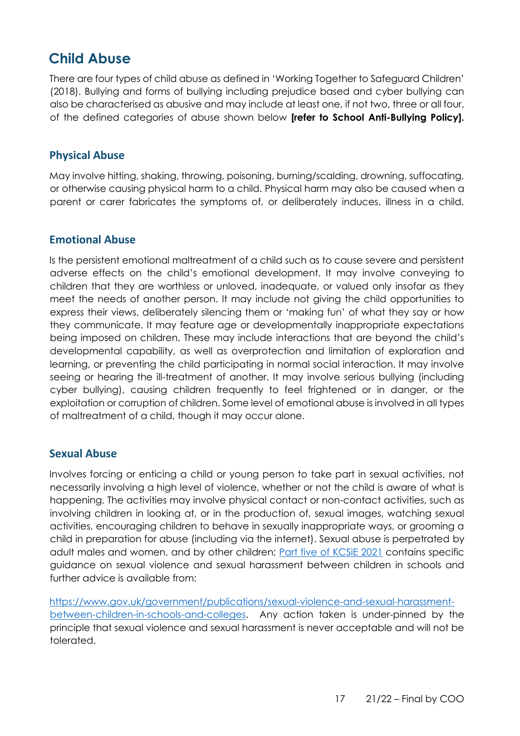## Child Abuse

There are four types of child abuse as defined in 'Working Together to Safeguard Children' (2018). Bullying and forms of bullying including prejudice based and cyber bullying can also be characterised as abusive and may include at least one, if not two, three or all four, of the defined categories of abuse shown below **[refer to School Anti-Bullying Policy].**

### Physical Abuse

May involve hitting, shaking, throwing, poisoning, burning/scalding, drowning, suffocating, or otherwise causing physical harm to a child. Physical harm may also be caused when a parent or carer fabricates the symptoms of, or deliberately induces, illness in a child.

### Emotional Abuse

Is the persistent emotional maltreatment of a child such as to cause severe and persistent adverse effects on the child's emotional development. It may involve conveying to children that they are worthless or unloved, inadequate, or valued only insofar as they meet the needs of another person. It may include not giving the child opportunities to express their views, deliberately silencing them or 'making fun' of what they say or how they communicate. It may feature age or developmentally inappropriate expectations being imposed on children. These may include interactions that are beyond the child's developmental capability, as well as overprotection and limitation of exploration and learning, or preventing the child participating in normal social interaction. It may involve seeing or hearing the ill-treatment of another. It may involve serious bullying (including cyber bullying), causing children frequently to feel frightened or in danger, or the exploitation or corruption of children. Some level of emotional abuse is involved in all types of maltreatment of a child, though it may occur alone.

### Sexual Abuse

Involves forcing or enticing a child or young person to take part in sexual activities, not necessarily involving a high level of violence, whether or not the child is aware of what is happening. The activities may involve physical contact or non-contact activities, such as involving children in looking at, or in the production of, sexual images, watching sexual activities, encouraging children to behave in sexually inappropriate ways, or grooming a child in preparation for abuse (including via the internet). Sexual abuse is perpetrated by adult males and women, and by other children; [Part five of KCSiE 2021](https://www.gov.uk/government/publications/keeping-children-safe-in-education--2) contains specific guidance on sexual violence and sexual harassment between children in schools and further advice is available from:

[https://www.gov.uk/government/publications/sexual-violence-and-sexual-harassment-between-children-in-schools-and-colleges](https://www.gov.uk/government/publications/sexual-violence-and-sexual-harassment-between-children-in-schools-and-colleges). Any action taken is under-pinned by the principle that sexual violence and sexual harassment is never acceptable and will not be tolerated.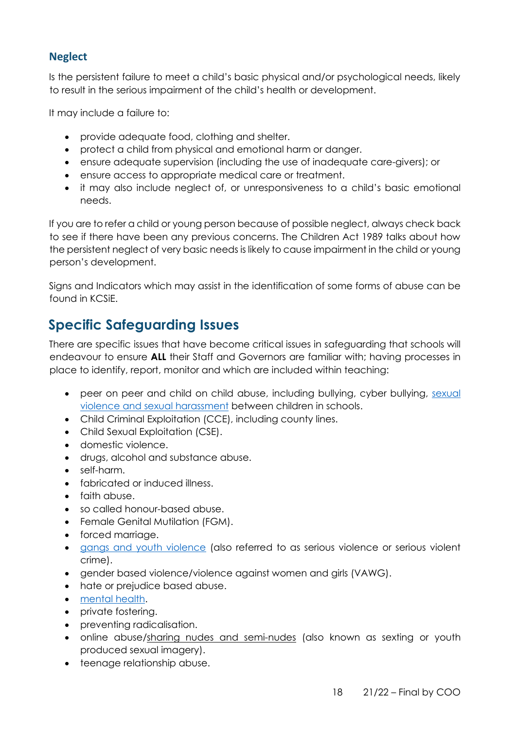### Neglect

Is the persistent failure to meet a child's basic physical and/or psychological needs, likely to result in the serious impairment of the child's health or development.

It may include a failure to:

- provide adequate food, clothing and shelter.
- protect a child from physical and emotional harm or danger.
- ensure adequate supervision (including the use of inadequate care-givers); or
- ensure access to appropriate medical care or treatment.
- it may also include neglect of, or unresponsiveness to a child's basic emotional needs.

If you are to refer a child or young person because of possible neglect, always check back to see if there have been any previous concerns. The Children Act 1989 talks about how the persistent neglect of very basic needs is likely to cause impairment in the child or young person's development.

Signs and Indicators which may assist in the identification of some forms of abuse can be found in KCSiE.

## Specific Safeguarding Issues

There are specific issues that have become critical issues in safeguarding that schools will endeavour to ensure **ALL** their Staff and Governors are familiar with; having processes in place to identify, report, monitor and which are included within teaching:

- peer on peer and child on child abuse, including bullying, cyber bullying, sexual violence and sexual harassment between children in schools.
- Child Criminal Exploitation (CCE), including county lines.
- Child Sexual Exploitation (CSE).
- domestic violence.
- drugs, alcohol and substance abuse.
- self-harm.
- fabricated or induced illness.
- faith abuse.
- so called honour-based abuse.
- Female Genital Mutilation (FGM).
- forced marriage.
- gangs and youth violence (also referred to as serious violence or serious violent crime).
- gender based violence/violence against women and girls (VAWG).
- hate or prejudice based abuse.
- mental health.
- private fostering.
- preventing radicalisation.
- online abuse/sharing nudes and semi-nudes (also known as sexting or youth produced sexual imagery).
- teenage relationship abuse.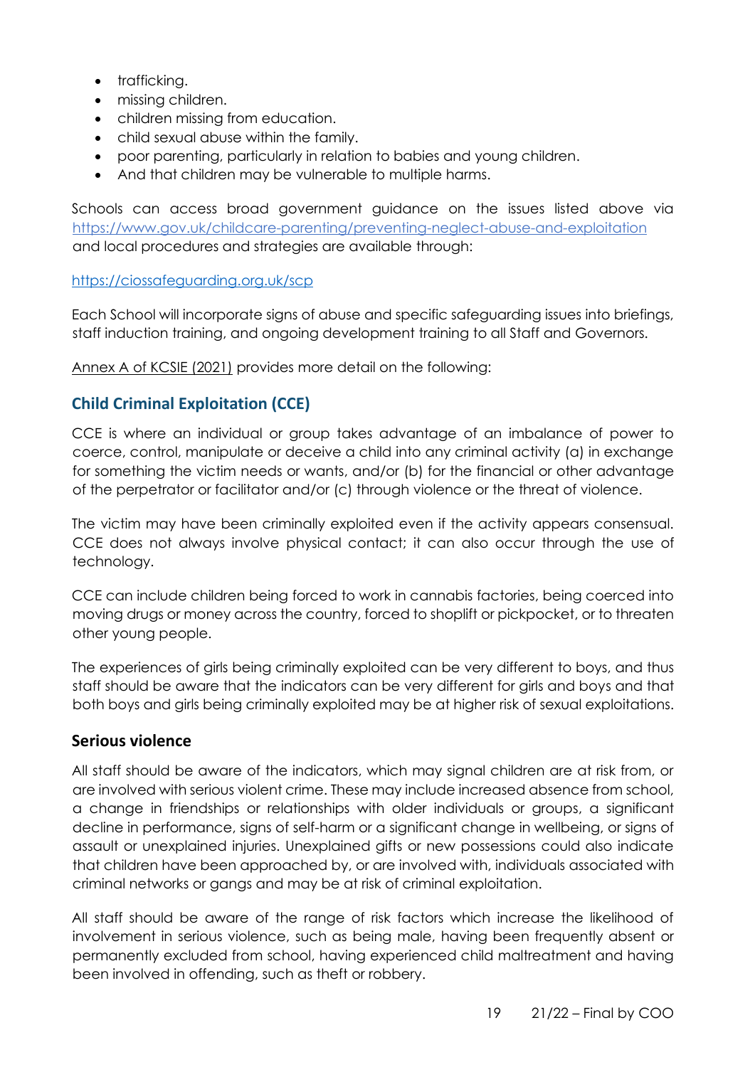- trafficking.
- missing children.
- children missing from education.
- child sexual abuse within the family.
- poor parenting, particularly in relation to babies and young children.
- And that children may be vulnerable to multiple harms.

Schools can access broad government guidance on the issues listed above via https://www.gov.uk/childcare-parenting/preventing-neglect-abuse-and-exploitation and local procedures and strategies are available through:

https://ciossafeguarding.org.uk/scp

Each School will incorporate signs of abuse and specific safeguarding issues into briefings, staff induction training, and ongoing development training to all Staff and Governors.

Annex A of KCSIE (2021) provides more detail on the following:

## Child Criminal Exploitation (CCE)

CCE is where an individual or group takes advantage of an imbalance of power to coerce, control, manipulate or deceive a child into any criminal activity (a) in exchange for something the victim needs or wants, and/or (b) for the financial or other advantage of the perpetrator or facilitator and/or (c) through violence or the threat of violence.

The victim may have been criminally exploited even if the activity appears consensual. CCE does not always involve physical contact; it can also occur through the use of technology.

CCE can include children being forced to work in cannabis factories, being coerced into moving drugs or money across the country, forced to shoplift or pickpocket, or to threaten other young people.

The experiences of girls being criminally exploited can be very different to boys, and thus staff should be aware that the indicators can be very different for girls and boys and that both boys and girls being criminally exploited may be at higher risk of sexual exploitations.

### Serious violence

All staff should be aware of the indicators, which may signal children are at risk from, or are involved with serious violent crime. These may include increased absence from school, a change in friendships or relationships with older individuals or groups, a significant decline in performance, signs of self-harm or a significant change in wellbeing, or signs of assault or unexplained injuries. Unexplained gifts or new possessions could also indicate that children have been approached by, or are involved with, individuals associated with criminal networks or gangs and may be at risk of criminal exploitation.

All staff should be aware of the range of risk factors which increase the likelihood of involvement in serious violence, such as being male, having been frequently absent or permanently excluded from school, having experienced child maltreatment and having been involved in offending, such as theft or robbery.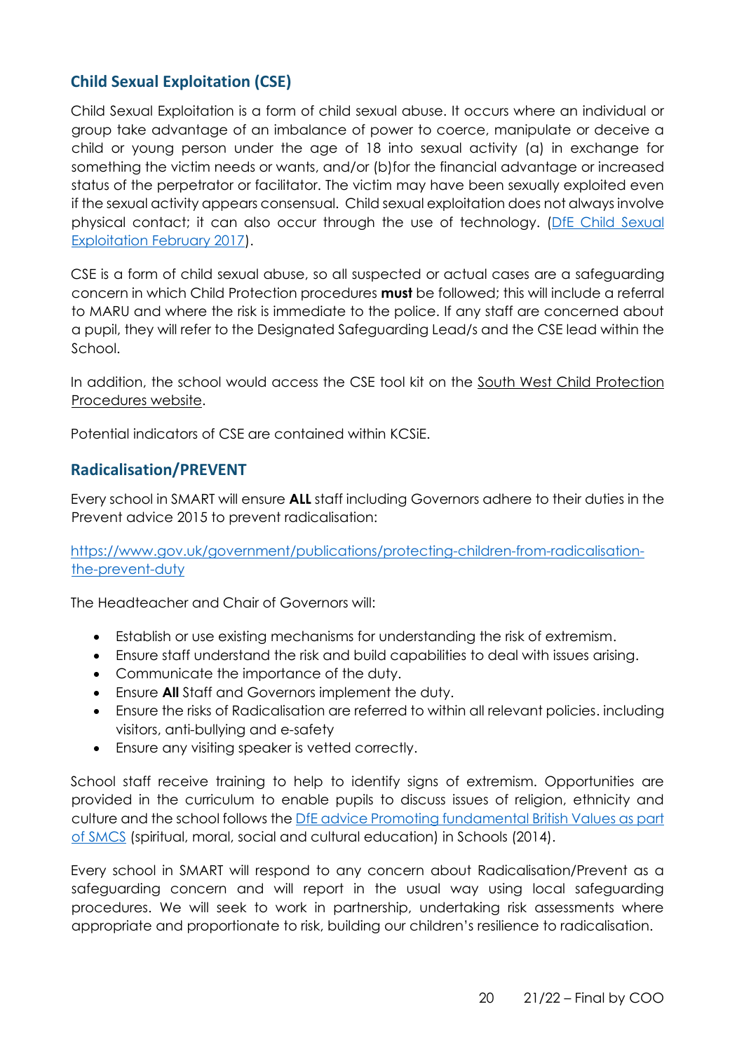## Child Sexual Exploitation (CSE)

Child Sexual Exploitation is a form of child sexual abuse. It occurs where an individual or group take advantage of an imbalance of power to coerce, manipulate or deceive a child or young person under the age of 18 into sexual activity (a) in exchange for something the victim needs or wants, and/or (b)for the financial advantage or increased status of the perpetrator or facilitator. The victim may have been sexually exploited even if the sexual activity appears consensual. Child sexual exploitation does not always involve physical contact; it can also occur through the use of technology. (DfE Child Sexual Exploitation February 2017).

CSE is a form of child sexual abuse, so all suspected or actual cases are a safeguarding concern in which Child Protection procedures **must** be followed; this will include a referral to MARU and where the risk is immediate to the police. If any staff are concerned about a pupil, they will refer to the Designated Safeguarding Lead/s and the CSE lead within the School.

In addition, the school would access the CSE tool kit on the South West Child Protection Procedures website.

Potential indicators of CSE are contained within KCSiE.

## Radicalisation/PREVENT

Every school in SMART will ensure **ALL** staff including Governors adhere to their duties in the Prevent advice 2015 to prevent radicalisation:

https://www.gov.uk/government/publications/protecting-children-from-radicalisation-the-prevent-duty

The Headteacher and Chair of Governors will:

- Establish or use existing mechanisms for understanding the risk of extremism.
- Ensure staff understand the risk and build capabilities to deal with issues arising.
- Communicate the importance of the duty.
- Ensure **All** Staff and Governors implement the duty.
- Ensure the risks of Radicalisation are referred to within all relevant policies. including visitors, anti-bullying and e-safety
- Ensure any visiting speaker is vetted correctly.

School staff receive training to help to identify signs of extremism. Opportunities are provided in the curriculum to enable pupils to discuss issues of religion, ethnicity and culture and the school follows the DfE advice Promoting fundamental British Values as part of SMCS (spiritual, moral, social and cultural education) in Schools (2014).

Every school in SMART will respond to any concern about Radicalisation/Prevent as a safeguarding concern and will report in the usual way using local safeguarding procedures. We will seek to work in partnership, undertaking risk assessments where appropriate and proportionate to risk, building our children's resilience to radicalisation.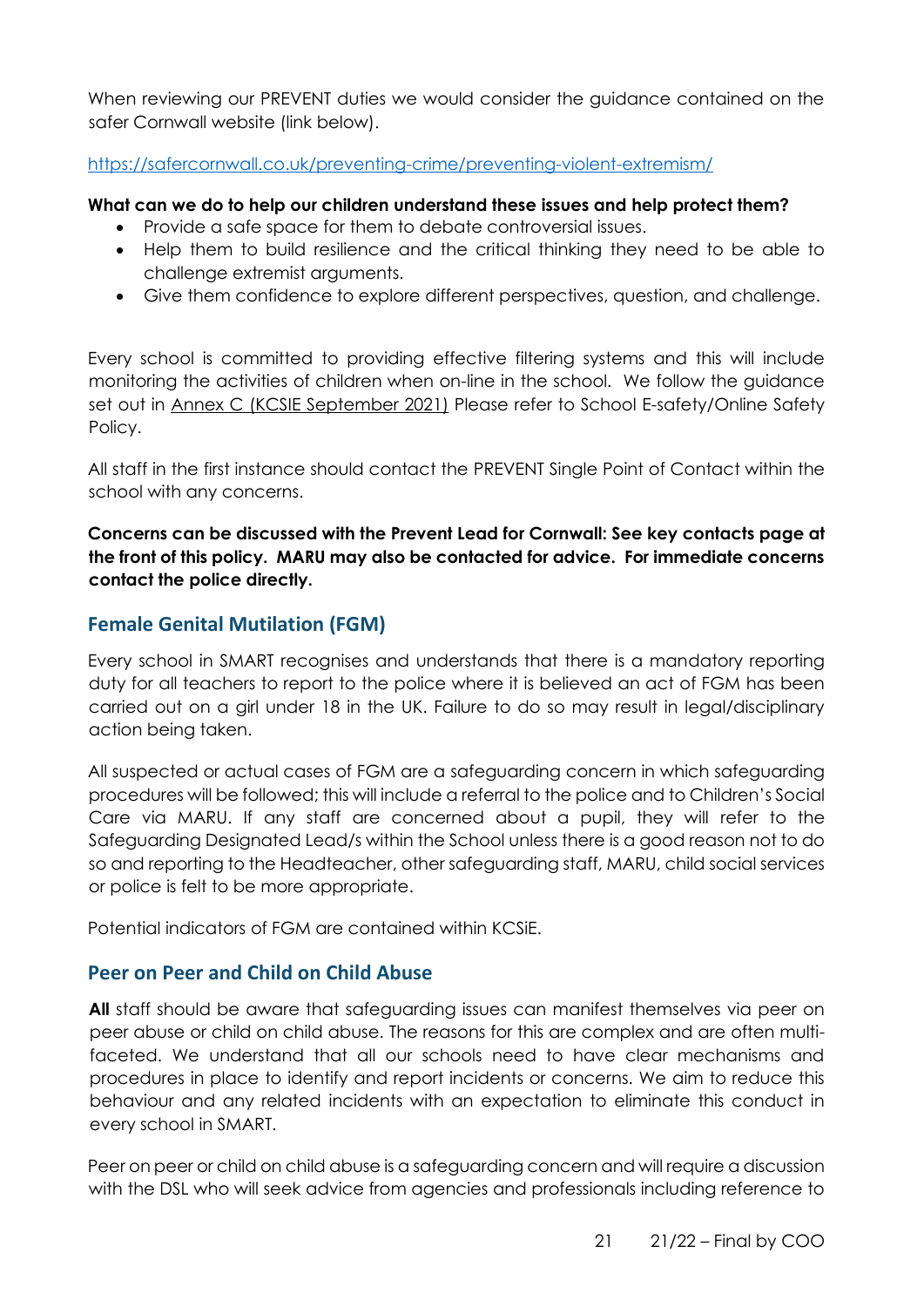When reviewing our PREVENT duties we would consider the guidance contained on the safer Cornwall website (link below).

https://safercornwall.co.uk/preventing-crime/preventing-violent-extremism/

**What can we do to help our children understand these issues and help protect them?**

- Provide a safe space for them to debate controversial issues.
- Help them to build resilience and the critical thinking they need to be able to challenge extremist arguments.
- Give them confidence to explore different perspectives, question, and challenge.

Every school is committed to providing effective filtering systems and this will include monitoring the activities of children when on-line in the school. We follow the guidance set out in Annex C (KCSIE September 2021) Please refer to School E-safety/Online Safety Policy.

All staff in the first instance should contact the PREVENT Single Point of Contact within the school with any concerns.

**Concerns can be discussed with the Prevent Lead for Cornwall: See key contacts page at the front of this policy. MARU may also be contacted for advice. For immediate concerns contact the police directly.**

## Female Genital Mutilation (FGM)

Every school in SMART recognises and understands that there is a mandatory reporting duty for all teachers to report to the police where it is believed an act of FGM has been carried out on a girl under 18 in the UK. Failure to do so may result in legal/disciplinary action being taken.

All suspected or actual cases of FGM are a safeguarding concern in which safeguarding procedures will be followed; this will include a referral to the police and to Children's Social Care via MARU. If any staff are concerned about a pupil, they will refer to the Safeguarding Designated Lead/s within the School unless there is a good reason not to do so and reporting to the Headteacher, other safeguarding staff, MARU, child social services or police is felt to be more appropriate.

Potential indicators of FGM are contained within KCSiE.

## Peer on Peer and Child on Child Abuse

**All** staff should be aware that safeguarding issues can manifest themselves via peer on peer abuse or child on child abuse. The reasons for this are complex and are often multi-faceted. We understand that all our schools need to have clear mechanisms and procedures in place to identify and report incidents or concerns. We aim to reduce this behaviour and any related incidents with an expectation to eliminate this conduct in every school in SMART.

Peer on peer or child on child abuse is a safeguarding concern and will require a discussion with the DSL who will seek advice from agencies and professionals including reference to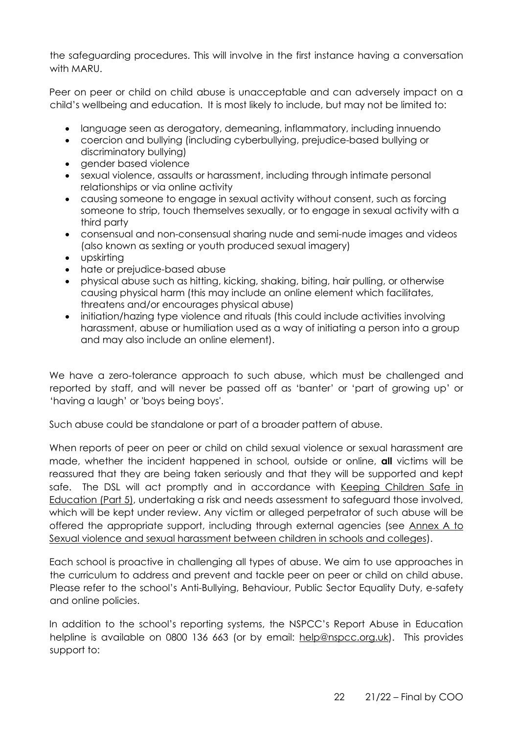the safeguarding procedures. This will involve in the first instance having a conversation with MARU.

Peer on peer or child on child abuse is unacceptable and can adversely impact on a child's wellbeing and education. It is most likely to include, but may not be limited to:

- language seen as derogatory, demeaning, inflammatory, including innuendo
- coercion and bullying (including cyberbullying, prejudice-based bullying or discriminatory bullying)
- gender based violence
- sexual violence, assaults or harassment, including through intimate personal relationships or via online activity
- causing someone to engage in sexual activity without consent, such as forcing someone to strip, touch themselves sexually, or to engage in sexual activity with a third party
- consensual and non-consensual sharing nude and semi-nude images and videos (also known as sexting or youth produced sexual imagery)
- upskirting
- hate or prejudice-based abuse
- physical abuse such as hitting, kicking, shaking, biting, hair pulling, or otherwise causing physical harm (this may include an online element which facilitates, threatens and/or encourages physical abuse)
- initiation/hazing type violence and rituals (this could include activities involving harassment, abuse or humiliation used as a way of initiating a person into a group and may also include an online element).

We have a zero-tolerance approach to such abuse, which must be challenged and reported by staff, and will never be passed off as 'banter' or 'part of growing up' or 'having a laugh' or 'boys being boys'.

Such abuse could be standalone or part of a broader pattern of abuse.

When reports of peer on peer or child on child sexual violence or sexual harassment are made, whether the incident happened in school, outside or online, **all** victims will be reassured that they are being taken seriously and that they will be supported and kept safe. The DSL will act promptly and in accordance with Keeping Children Safe in Education (Part 5), undertaking a risk and needs assessment to safeguard those involved, which will be kept under review. Any victim or alleged perpetrator of such abuse will be offered the appropriate support, including through external agencies (see Annex A to Sexual violence and sexual harassment between children in schools and colleges).

Each school is proactive in challenging all types of abuse. We aim to use approaches in the curriculum to address and prevent and tackle peer on peer or child on child abuse. Please refer to the school's Anti-Bullying, Behaviour, Public Sector Equality Duty, e-safety and online policies.

In addition to the school's reporting systems, the NSPCC's Report Abuse in Education helpline is available on 0800 136 663 (or by email: help@nspcc.org.uk). This provides support to: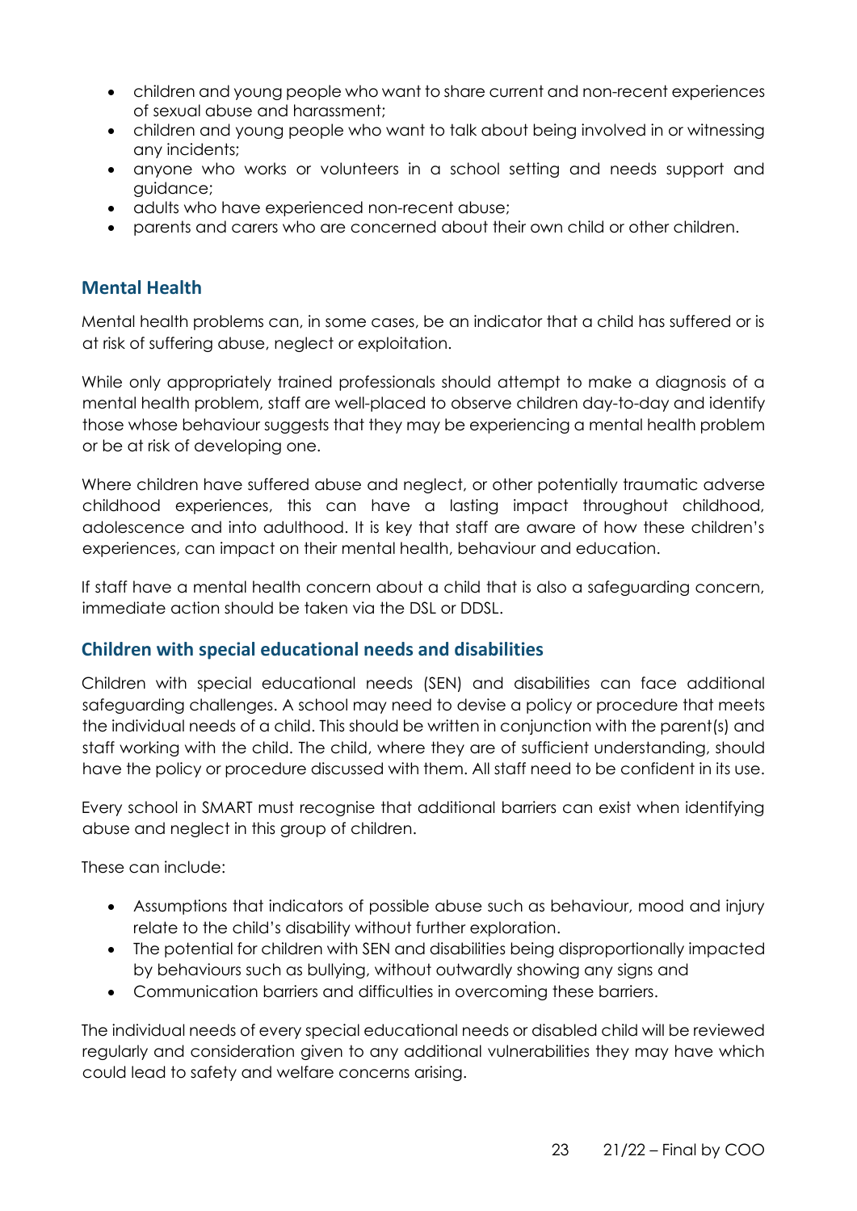- children and young people who want to share current and non-recent experiences of sexual abuse and harassment;
- children and young people who want to talk about being involved in or witnessing any incidents;
- anyone who works or volunteers in a school setting and needs support and guidance;
- adults who have experienced non-recent abuse;
- parents and carers who are concerned about their own child or other children.

## Mental Health

Mental health problems can, in some cases, be an indicator that a child has suffered or is at risk of suffering abuse, neglect or exploitation.

While only appropriately trained professionals should attempt to make a diagnosis of a mental health problem, staff are well-placed to observe children day-to-day and identify those whose behaviour suggests that they may be experiencing a mental health problem or be at risk of developing one.

Where children have suffered abuse and neglect, or other potentially traumatic adverse childhood experiences, this can have a lasting impact throughout childhood, adolescence and into adulthood. It is key that staff are aware of how these children's experiences, can impact on their mental health, behaviour and education.

If staff have a mental health concern about a child that is also a safeguarding concern, immediate action should be taken via the DSL or DDSL.

## Children with special educational needs and disabilities

Children with special educational needs (SEN) and disabilities can face additional safeguarding challenges. A school may need to devise a policy or procedure that meets the individual needs of a child. This should be written in conjunction with the parent(s) and staff working with the child. The child, where they are of sufficient understanding, should have the policy or procedure discussed with them. All staff need to be confident in its use.

Every school in SMART must recognise that additional barriers can exist when identifying abuse and neglect in this group of children.

These can include:

- Assumptions that indicators of possible abuse such as behaviour, mood and injury relate to the child's disability without further exploration.
- The potential for children with SEN and disabilities being disproportionally impacted by behaviours such as bullying, without outwardly showing any signs and
- Communication barriers and difficulties in overcoming these barriers.

The individual needs of every special educational needs or disabled child will be reviewed regularly and consideration given to any additional vulnerabilities they may have which could lead to safety and welfare concerns arising.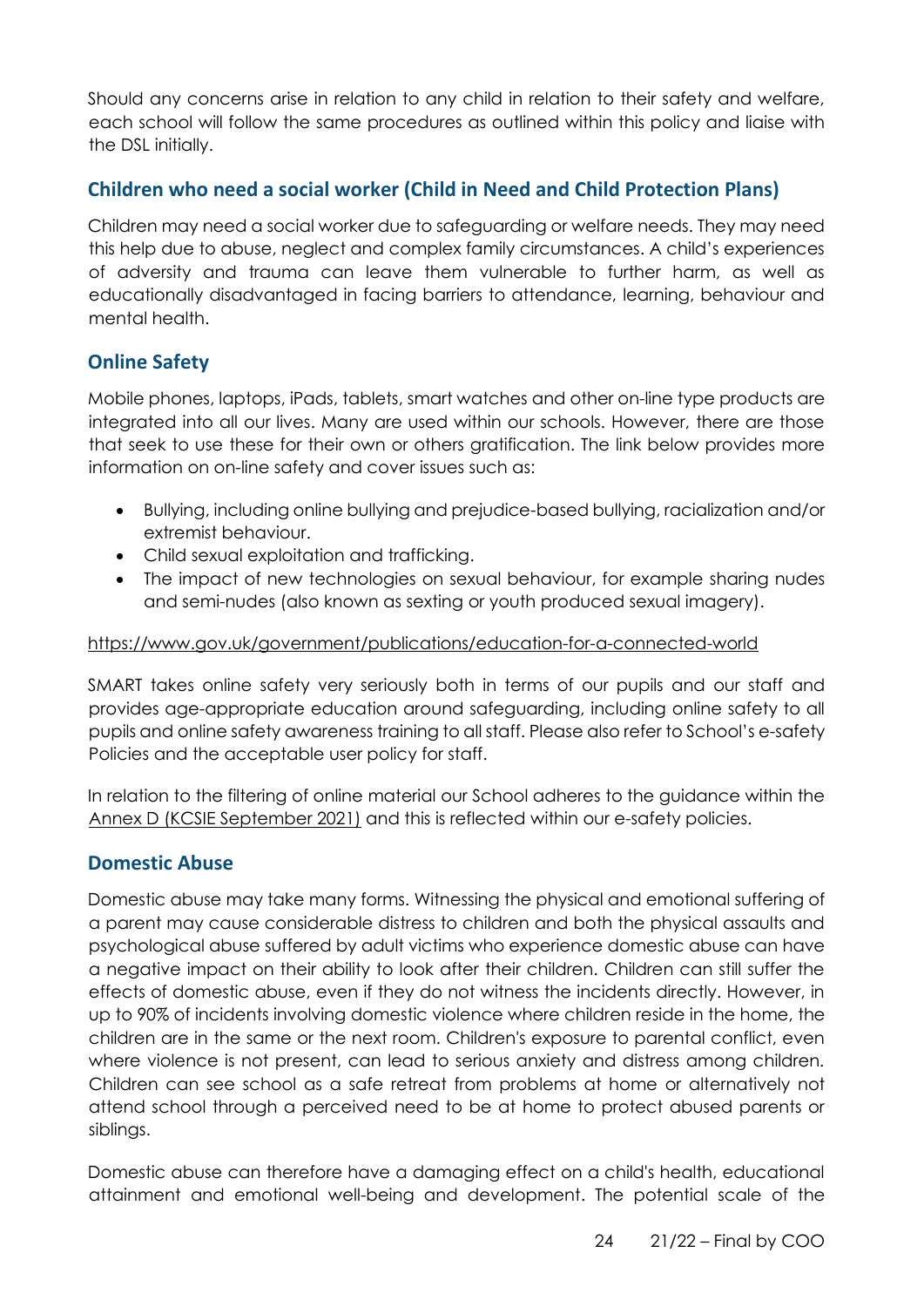Should any concerns arise in relation to any child in relation to their safety and welfare, each school will follow the same procedures as outlined within this policy and liaise with the DSL initially.

## Children who need a social worker (Child in Need and Child Protection Plans)

Children may need a social worker due to safeguarding or welfare needs. They may need this help due to abuse, neglect and complex family circumstances. A child's experiences of adversity and trauma can leave them vulnerable to further harm, as well as educationally disadvantaged in facing barriers to attendance, learning, behaviour and mental health.

## Online Safety

Mobile phones, laptops, iPads, tablets, smart watches and other on-line type products are integrated into all our lives. Many are used within our schools. However, there are those that seek to use these for their own or others gratification. The link below provides more information on on-line safety and cover issues such as:

- Bullying, including online bullying and prejudice-based bullying, racialization and/or extremist behaviour.
- Child sexual exploitation and trafficking.
- The impact of new technologies on sexual behaviour, for example sharing nudes and semi-nudes (also known as sexting or youth produced sexual imagery).

https://www.gov.uk/government/publications/education-for-a-connected-world

SMART takes online safety very seriously both in terms of our pupils and our staff and provides age-appropriate education around safeguarding, including online safety to all pupils and online safety awareness training to all staff. Please also refer to School's e-safety Policies and the acceptable user policy for staff.

In relation to the filtering of online material our School adheres to the guidance within the Annex D (KCSIE September 2021) and this is reflected within our e-safety policies.

## Domestic Abuse

Domestic abuse may take many forms. Witnessing the physical and emotional suffering of a parent may cause considerable distress to children and both the physical assaults and psychological abuse suffered by adult victims who experience domestic abuse can have a negative impact on their ability to look after their children. Children can still suffer the effects of domestic abuse, even if they do not witness the incidents directly. However, in up to 90% of incidents involving domestic violence where children reside in the home, the children are in the same or the next room. Children's exposure to parental conflict, even where violence is not present, can lead to serious anxiety and distress among children. Children can see school as a safe retreat from problems at home or alternatively not attend school through a perceived need to be at home to protect abused parents or siblings.

Domestic abuse can therefore have a damaging effect on a child's health, educational attainment and emotional well-being and development. The potential scale of the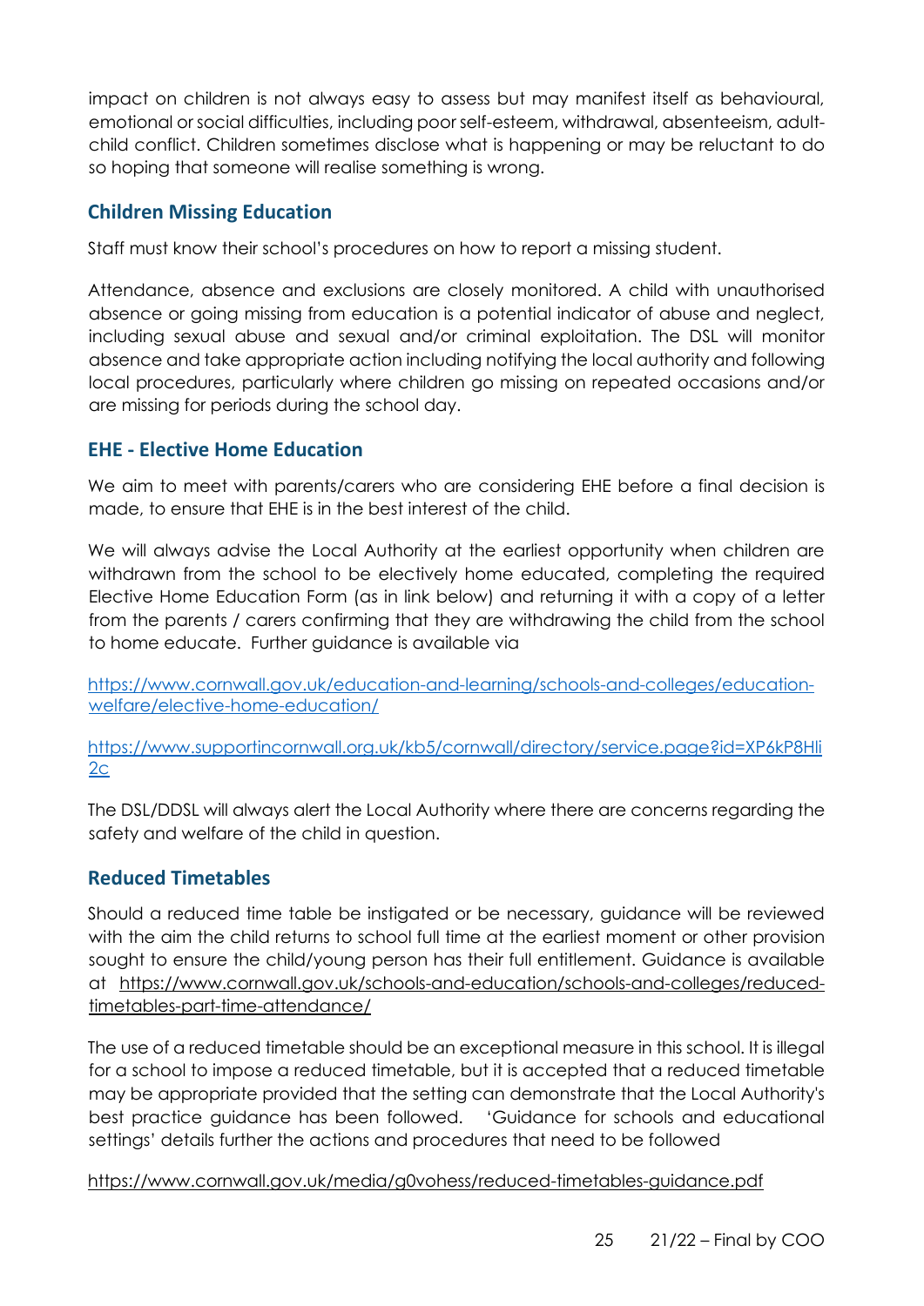impact on children is not always easy to assess but may manifest itself as behavioural, emotional or social difficulties, including poor self-esteem, withdrawal, absenteeism, adult-child conflict. Children sometimes disclose what is happening or may be reluctant to do so hoping that someone will realise something is wrong.

## Children Missing Education

Staff must know their school's procedures on how to report a missing student.

Attendance, absence and exclusions are closely monitored. A child with unauthorised absence or going missing from education is a potential indicator of abuse and neglect, including sexual abuse and sexual and/or criminal exploitation. The DSL will monitor absence and take appropriate action including notifying the local authority and following local procedures, particularly where children go missing on repeated occasions and/or are missing for periods during the school day.

## EHE - Elective Home Education

We aim to meet with parents/carers who are considering EHE before a final decision is made, to ensure that EHE is in the best interest of the child.

We will always advise the Local Authority at the earliest opportunity when children are withdrawn from the school to be electively home educated, completing the required Elective Home Education Form (as in link below) and returning it with a copy of a letter from the parents / carers confirming that they are withdrawing the child from the school to home educate. Further guidance is available via

https://www.cornwall.gov.uk/education-and-learning/schools-and-colleges/education-welfare/elective-home-education/

https://www.supportincornwall.org.uk/kb5/cornwall/directory/service.page?id=XP6kP8Hli2c

The DSL/DDSL will always alert the Local Authority where there are concerns regarding the safety and welfare of the child in question.

## Reduced Timetables

Should a reduced time table be instigated or be necessary, guidance will be reviewed with the aim the child returns to school full time at the earliest moment or other provision sought to ensure the child/young person has their full entitlement. Guidance is available at https://www.cornwall.gov.uk/schools-and-education/schools-and-colleges/reduced-timetables-part-time-attendance/

The use of a reduced timetable should be an exceptional measure in this school. It is illegal for a school to impose a reduced timetable, but it is accepted that a reduced timetable may be appropriate provided that the setting can demonstrate that the Local Authority's best practice guidance has been followed. 'Guidance for schools and educational settings' details further the actions and procedures that need to be followed

https://www.cornwall.gov.uk/media/g0vohess/reduced-timetables-guidance.pdf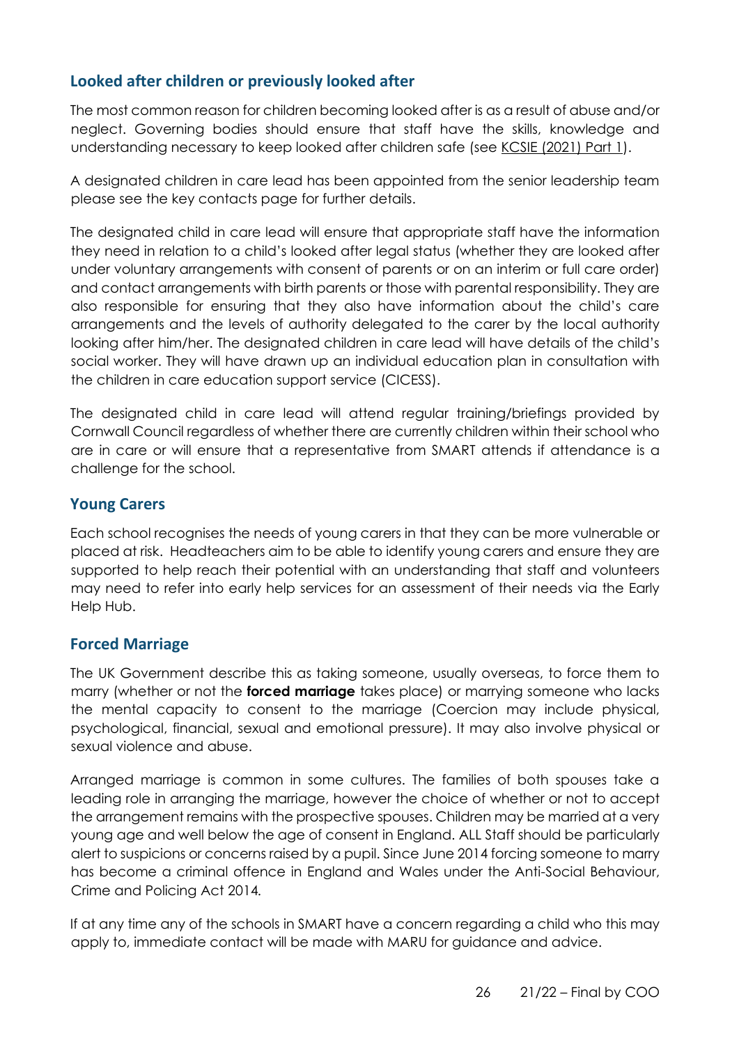## Looked after children or previously looked after

The most common reason for children becoming looked after is as a result of abuse and/or neglect. Governing bodies should ensure that staff have the skills, knowledge and understanding necessary to keep looked after children safe (see KCSIE (2021) Part 1).

A designated children in care lead has been appointed from the senior leadership team please see the key contacts page for further details.

The designated child in care lead will ensure that appropriate staff have the information they need in relation to a child's looked after legal status (whether they are looked after under voluntary arrangements with consent of parents or on an interim or full care order) and contact arrangements with birth parents or those with parental responsibility. They are also responsible for ensuring that they also have information about the child's care arrangements and the levels of authority delegated to the carer by the local authority looking after him/her. The designated children in care lead will have details of the child's social worker. They will have drawn up an individual education plan in consultation with the children in care education support service (CICESS).

The designated child in care lead will attend regular training/briefings provided by Cornwall Council regardless of whether there are currently children within their school who are in care or will ensure that a representative from SMART attends if attendance is a challenge for the school.

## Young Carers

Each school recognises the needs of young carers in that they can be more vulnerable or placed at risk. Headteachers aim to be able to identify young carers and ensure they are supported to help reach their potential with an understanding that staff and volunteers may need to refer into early help services for an assessment of their needs via the Early Help Hub.

## Forced Marriage

The UK Government describe this as taking someone, usually overseas, to force them to marry (whether or not the **forced marriage** takes place) or marrying someone who lacks the mental capacity to consent to the marriage (Coercion may include physical, psychological, financial, sexual and emotional pressure). It may also involve physical or sexual violence and abuse.

Arranged marriage is common in some cultures. The families of both spouses take a leading role in arranging the marriage, however the choice of whether or not to accept the arrangement remains with the prospective spouses. Children may be married at a very young age and well below the age of consent in England. ALL Staff should be particularly alert to suspicions or concerns raised by a pupil. Since June 2014 forcing someone to marry has become a criminal offence in England and Wales under the Anti-Social Behaviour, Crime and Policing Act 2014.

If at any time any of the schools in SMART have a concern regarding a child who this may apply to, immediate contact will be made with MARU for guidance and advice.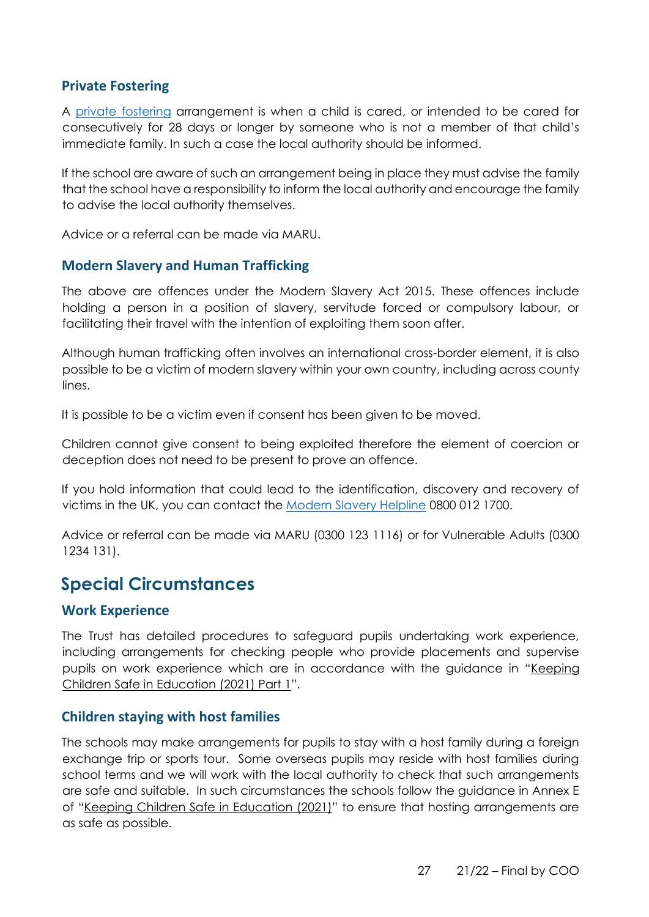### Private Fostering

A private fostering arrangement is when a child is cared, or intended to be cared for consecutively for 28 days or longer by someone who is not a member of that child's immediate family. In such a case the local authority should be informed.

If the school are aware of such an arrangement being in place they must advise the family that the school have a responsibility to inform the local authority and encourage the family to advise the local authority themselves.

Advice or a referral can be made via MARU.

### Modern Slavery and Human Trafficking

The above are offences under the Modern Slavery Act 2015. These offences include holding a person in a position of slavery, servitude forced or compulsory labour, or facilitating their travel with the intention of exploiting them soon after.

Although human trafficking often involves an international cross-border element, it is also possible to be a victim of modern slavery within your own country, including across county lines.

It is possible to be a victim even if consent has been given to be moved.

Children cannot give consent to being exploited therefore the element of coercion or deception does not need to be present to prove an offence.

If you hold information that could lead to the identification, discovery and recovery of victims in the UK, you can contact the Modern Slavery Helpline 0800 012 1700.

Advice or referral can be made via MARU (0300 123 1116) or for Vulnerable Adults (0300 1234 131).

## Special Circumstances

### Work Experience

The Trust has detailed procedures to safeguard pupils undertaking work experience, including arrangements for checking people who provide placements and supervise pupils on work experience which are in accordance with the guidance in "Keeping Children Safe in Education (2021) Part 1".

### Children staying with host families

The schools may make arrangements for pupils to stay with a host family during a foreign exchange trip or sports tour. Some overseas pupils may reside with host families during school terms and we will work with the local authority to check that such arrangements are safe and suitable. In such circumstances the schools follow the guidance in Annex E of "Keeping Children Safe in Education (2021)" to ensure that hosting arrangements are as safe as possible.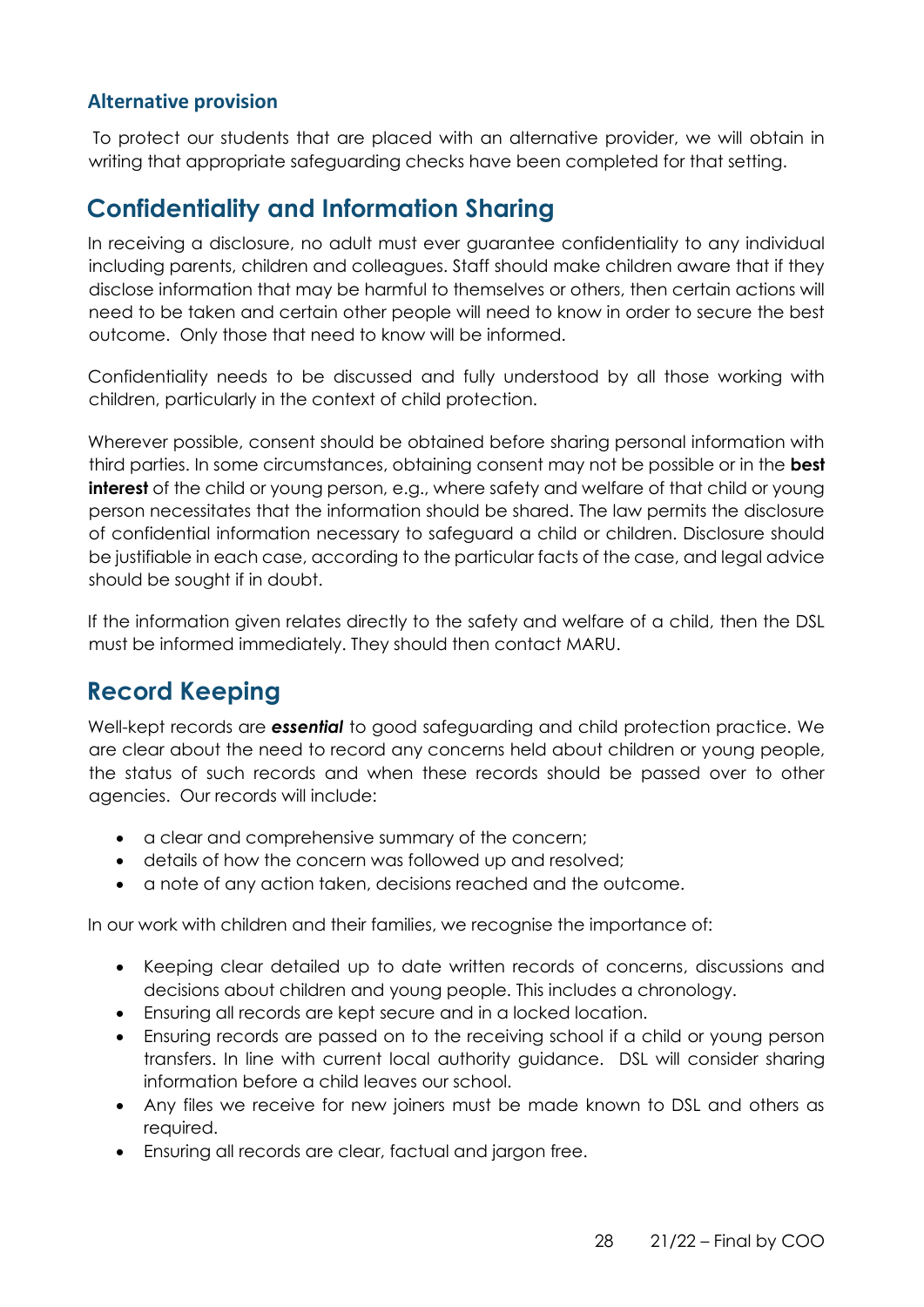### Alternative provision

To protect our students that are placed with an alternative provider, we will obtain in writing that appropriate safeguarding checks have been completed for that setting.

## Confidentiality and Information Sharing

In receiving a disclosure, no adult must ever guarantee confidentiality to any individual including parents, children and colleagues. Staff should make children aware that if they disclose information that may be harmful to themselves or others, then certain actions will need to be taken and certain other people will need to know in order to secure the best outcome. Only those that need to know will be informed.

Confidentiality needs to be discussed and fully understood by all those working with children, particularly in the context of child protection.

Wherever possible, consent should be obtained before sharing personal information with third parties. In some circumstances, obtaining consent may not be possible or in the **best interest** of the child or young person, e.g., where safety and welfare of that child or young person necessitates that the information should be shared. The law permits the disclosure of confidential information necessary to safeguard a child or children. Disclosure should be justifiable in each case, according to the particular facts of the case, and legal advice should be sought if in doubt.

If the information given relates directly to the safety and welfare of a child, then the DSL must be informed immediately. They should then contact MARU.

## Record Keeping

Well-kept records are ***essential*** to good safeguarding and child protection practice. We are clear about the need to record any concerns held about children or young people, the status of such records and when these records should be passed over to other agencies. Our records will include:

- a clear and comprehensive summary of the concern;
- details of how the concern was followed up and resolved;
- a note of any action taken, decisions reached and the outcome.

In our work with children and their families, we recognise the importance of:

- Keeping clear detailed up to date written records of concerns, discussions and decisions about children and young people. This includes a chronology.
- Ensuring all records are kept secure and in a locked location.
- Ensuring records are passed on to the receiving school if a child or young person transfers. In line with current local authority guidance. DSL will consider sharing information before a child leaves our school.
- Any files we receive for new joiners must be made known to DSL and others as required.
- Ensuring all records are clear, factual and jargon free.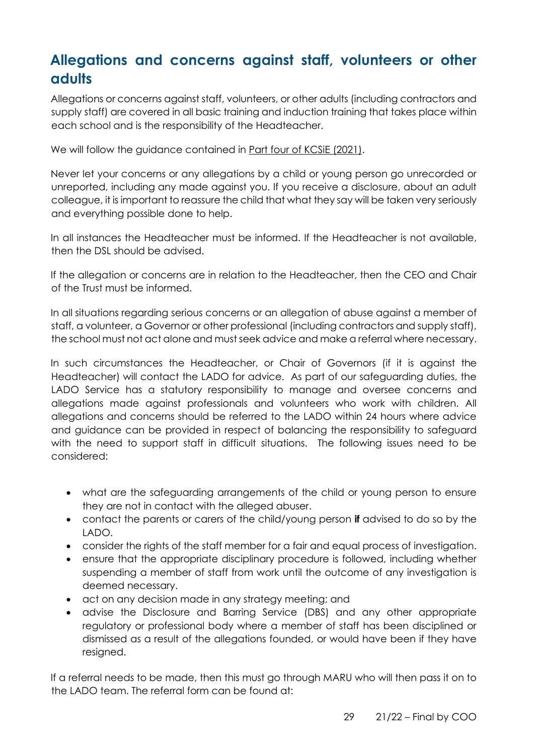## Allegations and concerns against staff, volunteers or other adults

Allegations or concerns against staff, volunteers, or other adults (including contractors and supply staff) are covered in all basic training and induction training that takes place within each school and is the responsibility of the Headteacher.

We will follow the guidance contained in Part four of KCSiE (2021).

Never let your concerns or any allegations by a child or young person go unrecorded or unreported, including any made against you. If you receive a disclosure, about an adult colleague, it is important to reassure the child that what they say will be taken very seriously and everything possible done to help.

In all instances the Headteacher must be informed. If the Headteacher is not available, then the DSL should be advised.

If the allegation or concerns are in relation to the Headteacher, then the CEO and Chair of the Trust must be informed.

In all situations regarding serious concerns or an allegation of abuse against a member of staff, a volunteer, a Governor or other professional (including contractors and supply staff), the school must not act alone and must seek advice and make a referral where necessary.

In such circumstances the Headteacher, or Chair of Governors (if it is against the Headteacher) will contact the LADO for advice. As part of our safeguarding duties, the LADO Service has a statutory responsibility to manage and oversee concerns and allegations made against professionals and volunteers who work with children. All allegations and concerns should be referred to the LADO within 24 hours where advice and guidance can be provided in respect of balancing the responsibility to safeguard with the need to support staff in difficult situations. The following issues need to be considered:

- what are the safeguarding arrangements of the child or young person to ensure they are not in contact with the alleged abuser.
- contact the parents or carers of the child/young person **if** advised to do so by the LADO.
- consider the rights of the staff member for a fair and equal process of investigation.
- ensure that the appropriate disciplinary procedure is followed, including whether suspending a member of staff from work until the outcome of any investigation is deemed necessary.
- act on any decision made in any strategy meeting; and
- advise the Disclosure and Barring Service (DBS) and any other appropriate regulatory or professional body where a member of staff has been disciplined or dismissed as a result of the allegations founded, or would have been if they have resigned.

If a referral needs to be made, then this must go through MARU who will then pass it on to the LADO team. The referral form can be found at: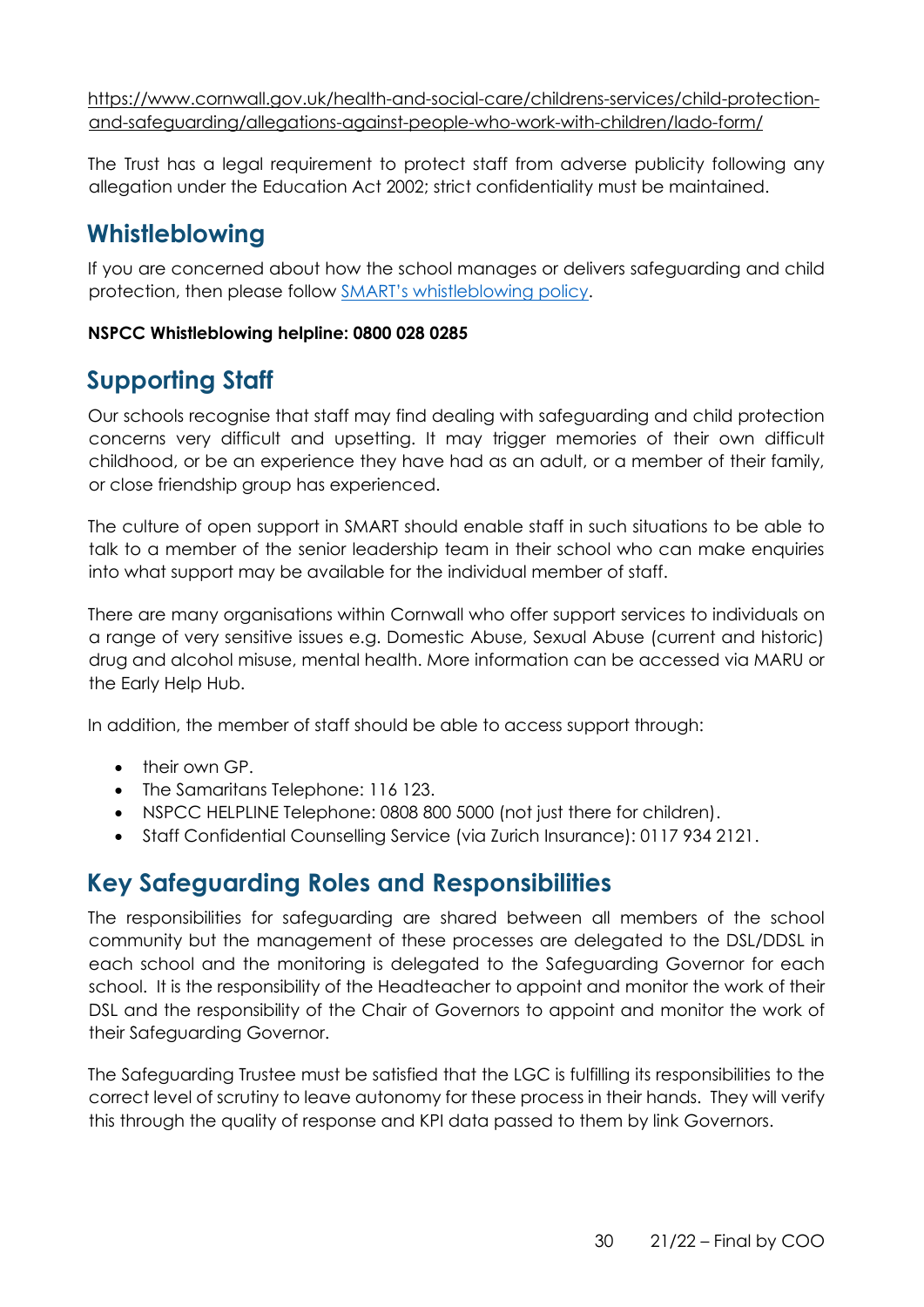https://www.cornwall.gov.uk/health-and-social-care/childrens-services/child-protection-and-safeguarding/allegations-against-people-who-work-with-children/lado-form/

The Trust has a legal requirement to protect staff from adverse publicity following any allegation under the Education Act 2002; strict confidentiality must be maintained.

## Whistleblowing

If you are concerned about how the school manages or delivers safeguarding and child protection, then please follow [SMART's whistleblowing policy](#).

**NSPCC Whistleblowing helpline: 0800 028 0285**

## Supporting Staff

Our schools recognise that staff may find dealing with safeguarding and child protection concerns very difficult and upsetting. It may trigger memories of their own difficult childhood, or be an experience they have had as an adult, or a member of their family, or close friendship group has experienced.

The culture of open support in SMART should enable staff in such situations to be able to talk to a member of the senior leadership team in their school who can make enquiries into what support may be available for the individual member of staff.

There are many organisations within Cornwall who offer support services to individuals on a range of very sensitive issues e.g. Domestic Abuse, Sexual Abuse (current and historic) drug and alcohol misuse, mental health. More information can be accessed via MARU or the Early Help Hub.

In addition, the member of staff should be able to access support through:

- their own GP.
- The Samaritans Telephone: 116 123.
- NSPCC HELPLINE Telephone: 0808 800 5000 (not just there for children).
- Staff Confidential Counselling Service (via Zurich Insurance): 0117 934 2121.

## Key Safeguarding Roles and Responsibilities

The responsibilities for safeguarding are shared between all members of the school community but the management of these processes are delegated to the DSL/DDSL in each school and the monitoring is delegated to the Safeguarding Governor for each school. It is the responsibility of the Headteacher to appoint and monitor the work of their DSL and the responsibility of the Chair of Governors to appoint and monitor the work of their Safeguarding Governor.

The Safeguarding Trustee must be satisfied that the LGC is fulfilling its responsibilities to the correct level of scrutiny to leave autonomy for these process in their hands. They will verify this through the quality of response and KPI data passed to them by link Governors.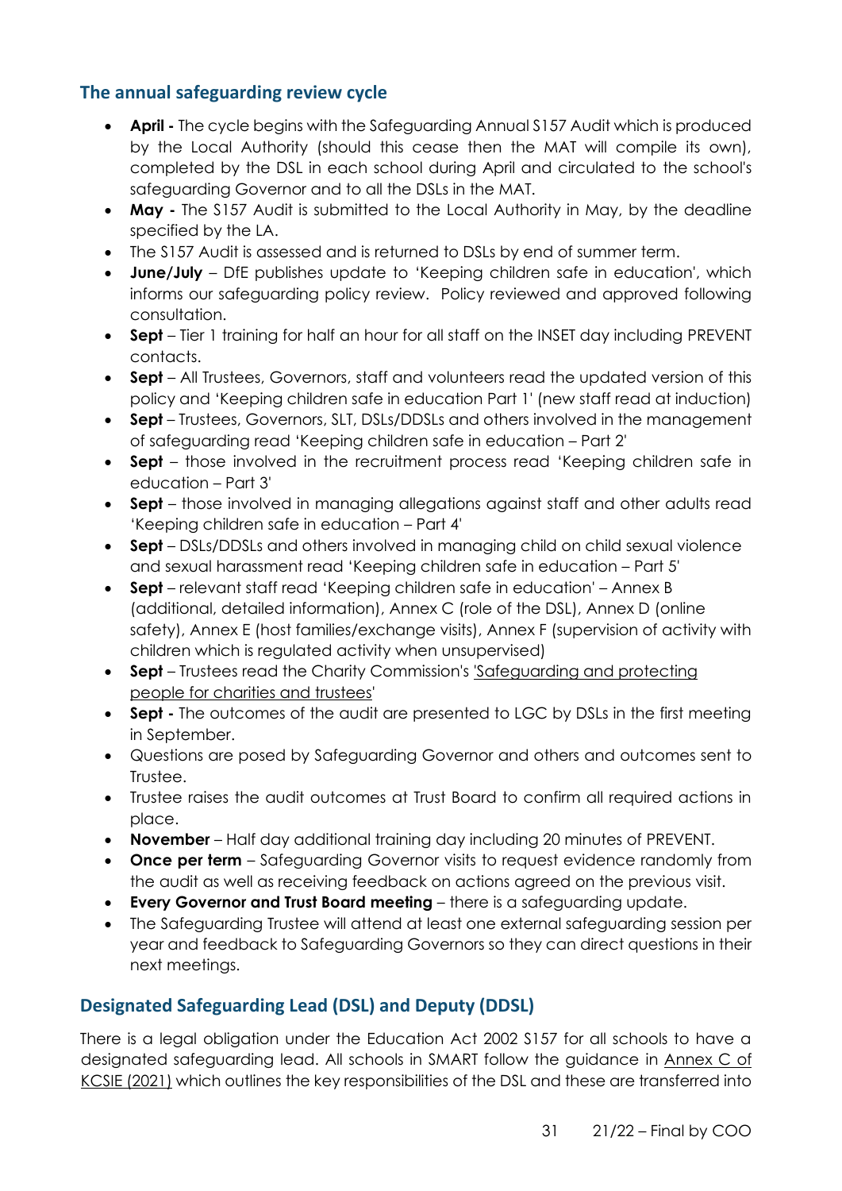## The annual safeguarding review cycle

- **April -** The cycle begins with the Safeguarding Annual S157 Audit which is produced by the Local Authority (should this cease then the MAT will compile its own), completed by the DSL in each school during April and circulated to the school's safeguarding Governor and to all the DSLs in the MAT.
- **May -** The S157 Audit is submitted to the Local Authority in May, by the deadline specified by the LA.
- The S157 Audit is assessed and is returned to DSLs by end of summer term.
- **June/July** – DfE publishes update to 'Keeping children safe in education', which informs our safeguarding policy review. Policy reviewed and approved following consultation.
- **Sept** – Tier 1 training for half an hour for all staff on the INSET day including PREVENT contacts.
- **Sept** – All Trustees, Governors, staff and volunteers read the updated version of this policy and 'Keeping children safe in education Part 1' (new staff read at induction)
- **Sept** – Trustees, Governors, SLT, DSLs/DDSLs and others involved in the management of safeguarding read 'Keeping children safe in education – Part 2'
- **Sept** – those involved in the recruitment process read 'Keeping children safe in education – Part 3'
- **Sept** – those involved in managing allegations against staff and other adults read 'Keeping children safe in education – Part 4'
- **Sept** – DSLs/DDSLs and others involved in managing child on child sexual violence and sexual harassment read 'Keeping children safe in education – Part 5'
- **Sept** – relevant staff read 'Keeping children safe in education' – Annex B (additional, detailed information), Annex C (role of the DSL), Annex D (online safety), Annex E (host families/exchange visits), Annex F (supervision of activity with children which is regulated activity when unsupervised)
- **Sept** – Trustees read the Charity Commission's 'Safeguarding and protecting people for charities and trustees'
- **Sept -** The outcomes of the audit are presented to LGC by DSLs in the first meeting in September.
- Questions are posed by Safeguarding Governor and others and outcomes sent to Trustee.
- Trustee raises the audit outcomes at Trust Board to confirm all required actions in place.
- **November** – Half day additional training day including 20 minutes of PREVENT.
- **Once per term** – Safeguarding Governor visits to request evidence randomly from the audit as well as receiving feedback on actions agreed on the previous visit.
- **Every Governor and Trust Board meeting** – there is a safeguarding update.
- The Safeguarding Trustee will attend at least one external safeguarding session per year and feedback to Safeguarding Governors so they can direct questions in their next meetings.

## Designated Safeguarding Lead (DSL) and Deputy (DDSL)

There is a legal obligation under the Education Act 2002 S157 for all schools to have a designated safeguarding lead. All schools in SMART follow the guidance in Annex C of KCSIE (2021) which outlines the key responsibilities of the DSL and these are transferred into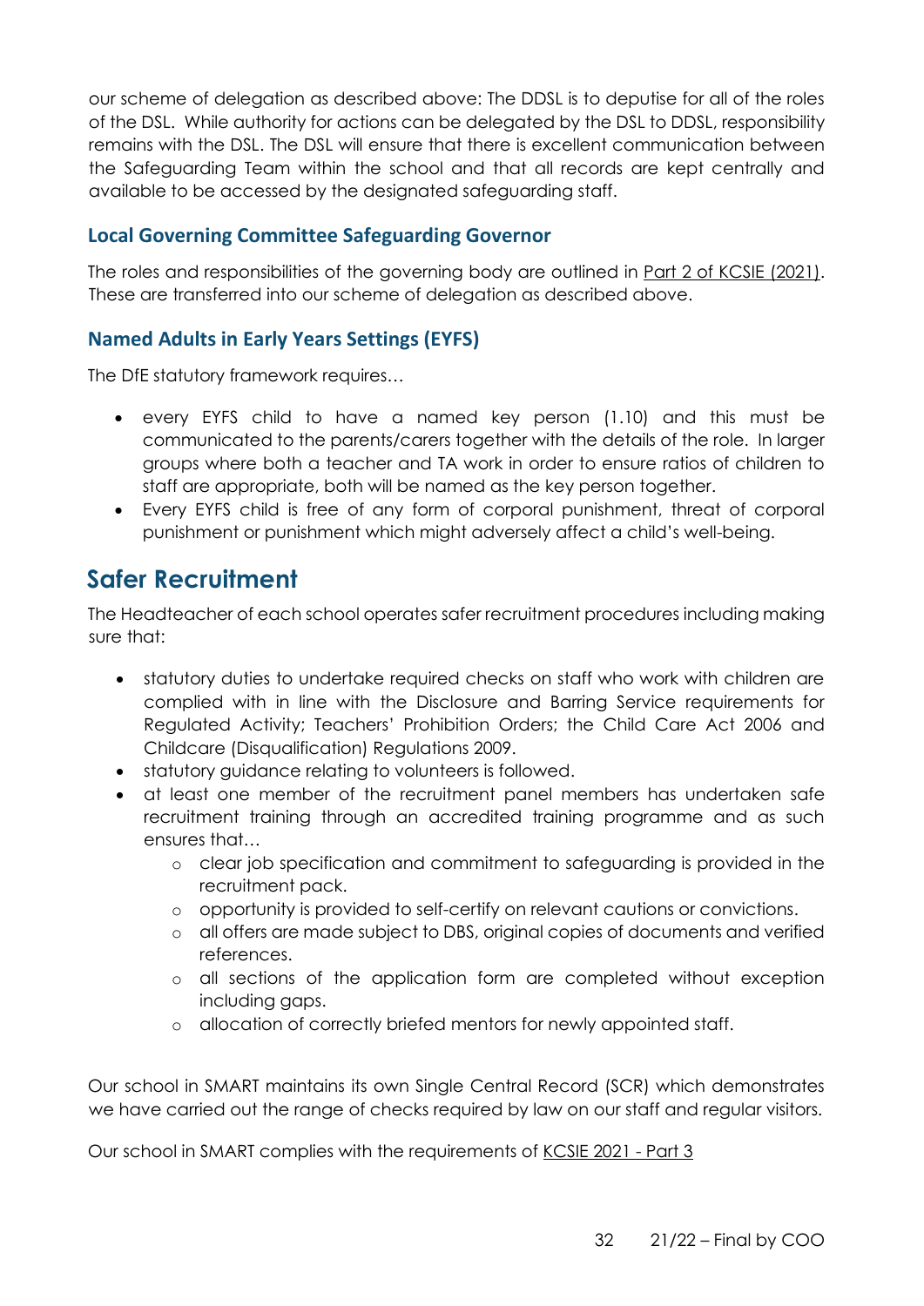our scheme of delegation as described above: The DDSL is to deputise for all of the roles of the DSL. While authority for actions can be delegated by the DSL to DDSL, responsibility remains with the DSL. The DSL will ensure that there is excellent communication between the Safeguarding Team within the school and that all records are kept centrally and available to be accessed by the designated safeguarding staff.

### Local Governing Committee Safeguarding Governor

The roles and responsibilities of the governing body are outlined in Part 2 of KCSIE (2021). These are transferred into our scheme of delegation as described above.

### Named Adults in Early Years Settings (EYFS)

The DfE statutory framework requires…

- every EYFS child to have a named key person (1.10) and this must be communicated to the parents/carers together with the details of the role. In larger groups where both a teacher and TA work in order to ensure ratios of children to staff are appropriate, both will be named as the key person together.
- Every EYFS child is free of any form of corporal punishment, threat of corporal punishment or punishment which might adversely affect a child's well-being.

## Safer Recruitment

The Headteacher of each school operates safer recruitment procedures including making sure that:

- statutory duties to undertake required checks on staff who work with children are complied with in line with the Disclosure and Barring Service requirements for Regulated Activity; Teachers' Prohibition Orders; the Child Care Act 2006 and Childcare (Disqualification) Regulations 2009.
- statutory guidance relating to volunteers is followed.
- at least one member of the recruitment panel members has undertaken safe recruitment training through an accredited training programme and as such ensures that…
    - clear job specification and commitment to safeguarding is provided in the recruitment pack.
    - opportunity is provided to self-certify on relevant cautions or convictions.
    - all offers are made subject to DBS, original copies of documents and verified references.
    - all sections of the application form are completed without exception including gaps.
    - allocation of correctly briefed mentors for newly appointed staff.

Our school in SMART maintains its own Single Central Record (SCR) which demonstrates we have carried out the range of checks required by law on our staff and regular visitors.

Our school in SMART complies with the requirements of KCSIE 2021 - Part 3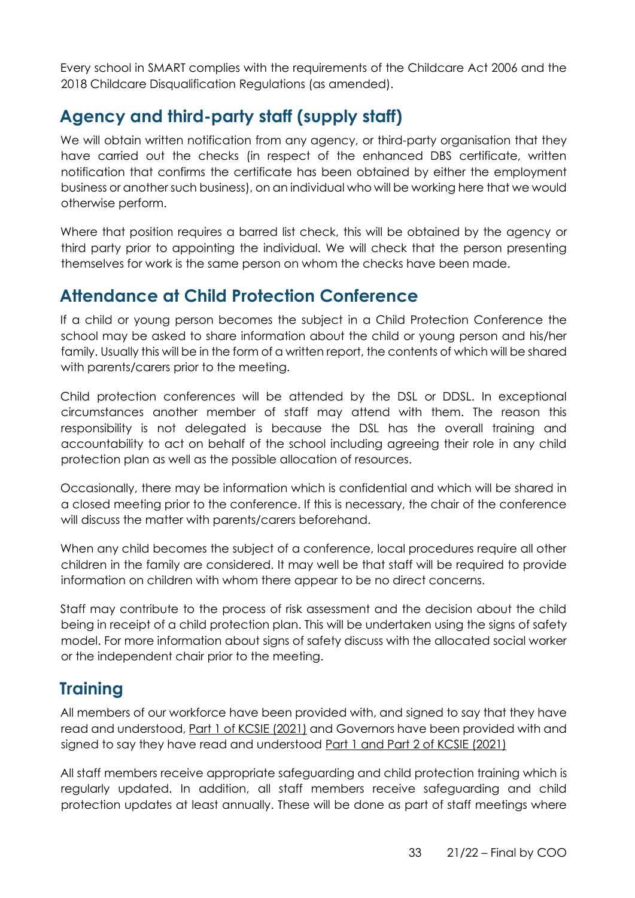Every school in SMART complies with the requirements of the Childcare Act 2006 and the 2018 Childcare Disqualification Regulations (as amended).

## Agency and third-party staff (supply staff)

We will obtain written notification from any agency, or third-party organisation that they have carried out the checks (in respect of the enhanced DBS certificate, written notification that confirms the certificate has been obtained by either the employment business or another such business), on an individual who will be working here that we would otherwise perform.

Where that position requires a barred list check, this will be obtained by the agency or third party prior to appointing the individual. We will check that the person presenting themselves for work is the same person on whom the checks have been made.

## Attendance at Child Protection Conference

If a child or young person becomes the subject in a Child Protection Conference the school may be asked to share information about the child or young person and his/her family. Usually this will be in the form of a written report, the contents of which will be shared with parents/carers prior to the meeting.

Child protection conferences will be attended by the DSL or DDSL. In exceptional circumstances another member of staff may attend with them. The reason this responsibility is not delegated is because the DSL has the overall training and accountability to act on behalf of the school including agreeing their role in any child protection plan as well as the possible allocation of resources.

Occasionally, there may be information which is confidential and which will be shared in a closed meeting prior to the conference. If this is necessary, the chair of the conference will discuss the matter with parents/carers beforehand.

When any child becomes the subject of a conference, local procedures require all other children in the family are considered. It may well be that staff will be required to provide information on children with whom there appear to be no direct concerns.

Staff may contribute to the process of risk assessment and the decision about the child being in receipt of a child protection plan. This will be undertaken using the signs of safety model. For more information about signs of safety discuss with the allocated social worker or the independent chair prior to the meeting.

## Training

All members of our workforce have been provided with, and signed to say that they have read and understood, Part 1 of KCSIE (2021) and Governors have been provided with and signed to say they have read and understood Part 1 and Part 2 of KCSIE (2021)

All staff members receive appropriate safeguarding and child protection training which is regularly updated. In addition, all staff members receive safeguarding and child protection updates at least annually. These will be done as part of staff meetings where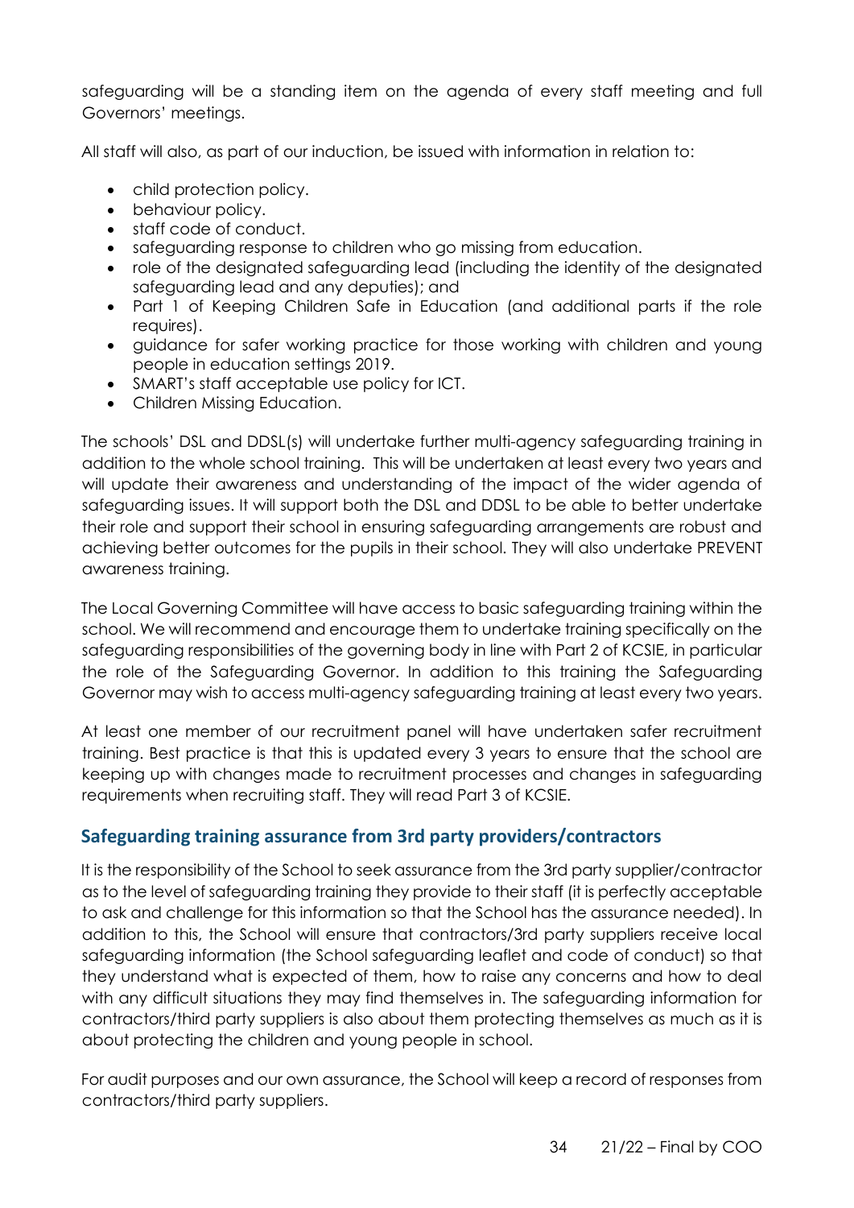safeguarding will be a standing item on the agenda of every staff meeting and full Governors' meetings.

All staff will also, as part of our induction, be issued with information in relation to:

- child protection policy.
- behaviour policy.
- staff code of conduct.
- safeguarding response to children who go missing from education.
- role of the designated safeguarding lead (including the identity of the designated safeguarding lead and any deputies); and
- Part 1 of Keeping Children Safe in Education (and additional parts if the role requires).
- guidance for safer working practice for those working with children and young people in education settings 2019.
- SMART's staff acceptable use policy for ICT.
- Children Missing Education.

The schools' DSL and DDSL(s) will undertake further multi-agency safeguarding training in addition to the whole school training. This will be undertaken at least every two years and will update their awareness and understanding of the impact of the wider agenda of safeguarding issues. It will support both the DSL and DDSL to be able to better undertake their role and support their school in ensuring safeguarding arrangements are robust and achieving better outcomes for the pupils in their school. They will also undertake PREVENT awareness training.

The Local Governing Committee will have access to basic safeguarding training within the school. We will recommend and encourage them to undertake training specifically on the safeguarding responsibilities of the governing body in line with Part 2 of KCSIE, in particular the role of the Safeguarding Governor. In addition to this training the Safeguarding Governor may wish to access multi-agency safeguarding training at least every two years.

At least one member of our recruitment panel will have undertaken safer recruitment training. Best practice is that this is updated every 3 years to ensure that the school are keeping up with changes made to recruitment processes and changes in safeguarding requirements when recruiting staff. They will read Part 3 of KCSIE.

## Safeguarding training assurance from 3rd party providers/contractors

It is the responsibility of the School to seek assurance from the 3rd party supplier/contractor as to the level of safeguarding training they provide to their staff (it is perfectly acceptable to ask and challenge for this information so that the School has the assurance needed). In addition to this, the School will ensure that contractors/3rd party suppliers receive local safeguarding information (the School safeguarding leaflet and code of conduct) so that they understand what is expected of them, how to raise any concerns and how to deal with any difficult situations they may find themselves in. The safeguarding information for contractors/third party suppliers is also about them protecting themselves as much as it is about protecting the children and young people in school.

For audit purposes and our own assurance, the School will keep a record of responses from contractors/third party suppliers.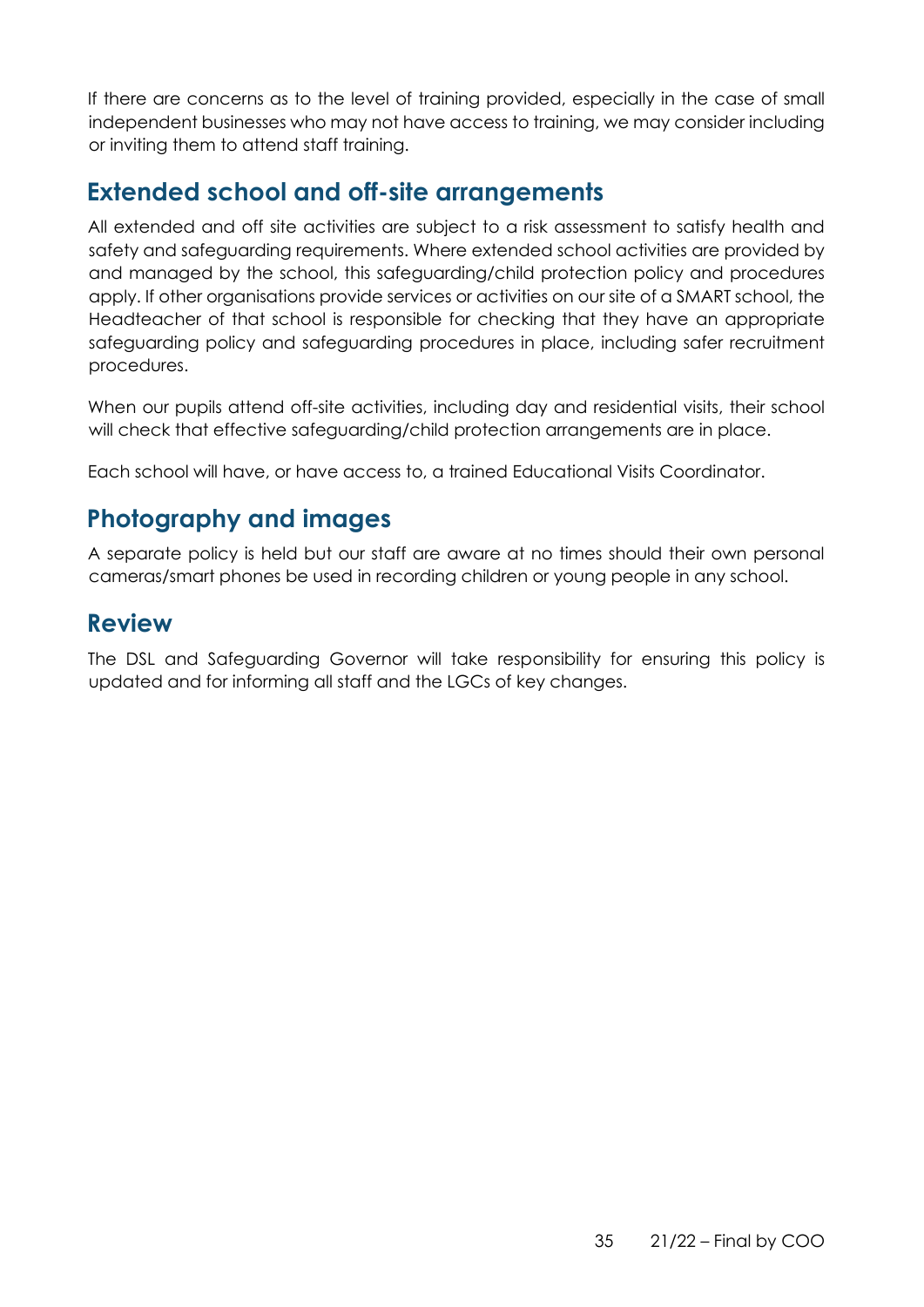If there are concerns as to the level of training provided, especially in the case of small independent businesses who may not have access to training, we may consider including or inviting them to attend staff training.

## Extended school and off-site arrangements

All extended and off site activities are subject to a risk assessment to satisfy health and safety and safeguarding requirements. Where extended school activities are provided by and managed by the school, this safeguarding/child protection policy and procedures apply. If other organisations provide services or activities on our site of a SMART school, the Headteacher of that school is responsible for checking that they have an appropriate safeguarding policy and safeguarding procedures in place, including safer recruitment procedures.

When our pupils attend off-site activities, including day and residential visits, their school will check that effective safeguarding/child protection arrangements are in place.

Each school will have, or have access to, a trained Educational Visits Coordinator.

## Photography and images

A separate policy is held but our staff are aware at no times should their own personal cameras/smart phones be used in recording children or young people in any school.

## Review

The DSL and Safeguarding Governor will take responsibility for ensuring this policy is updated and for informing all staff and the LGCs of key changes.